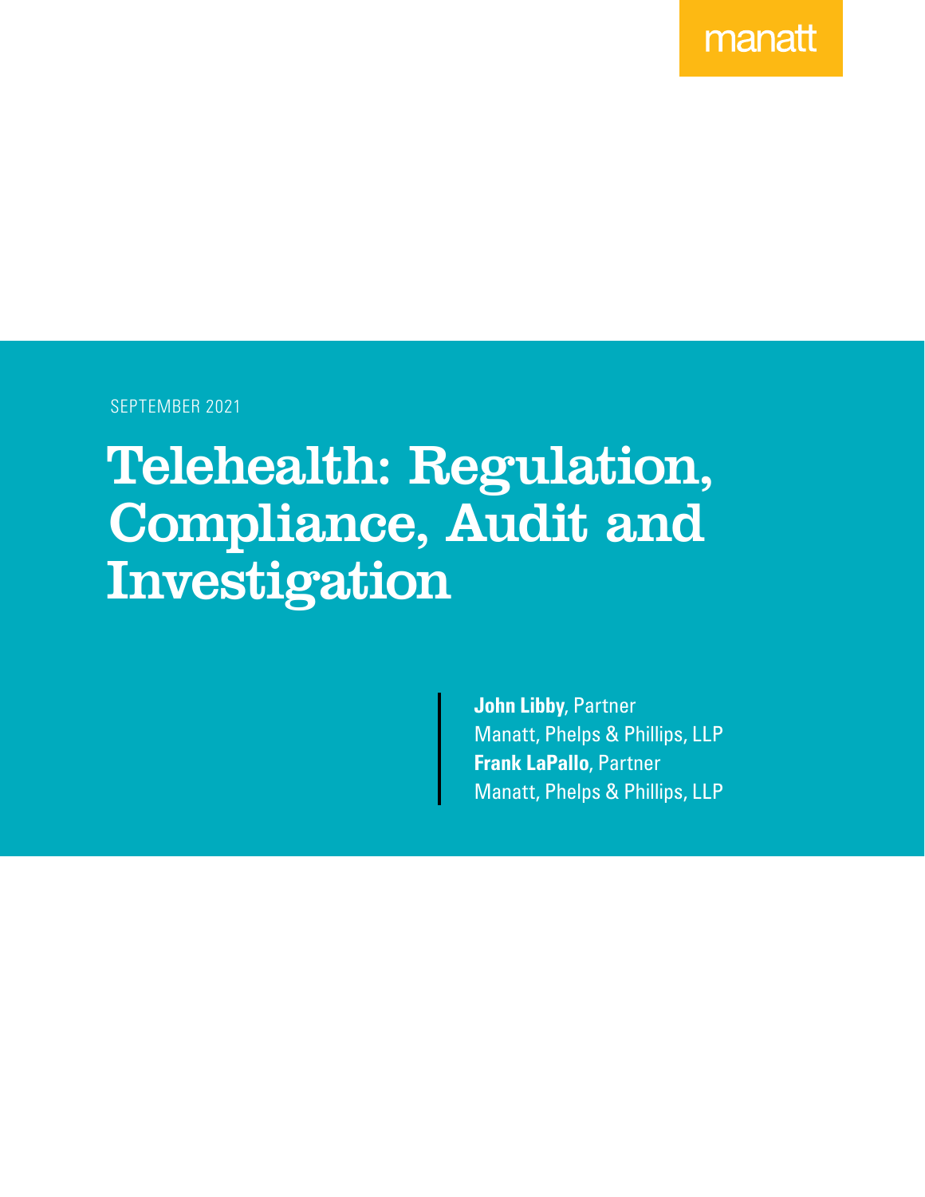manatt

SEPTEMBER 2021

# Telehealth: Regulation, Compliance, Audit and Investigation

**John Libby**, Partner
Manatt, Phelps & Phillips, LLP
**Frank LaPallo**, Partner
Manatt, Phelps & Phillips, LLP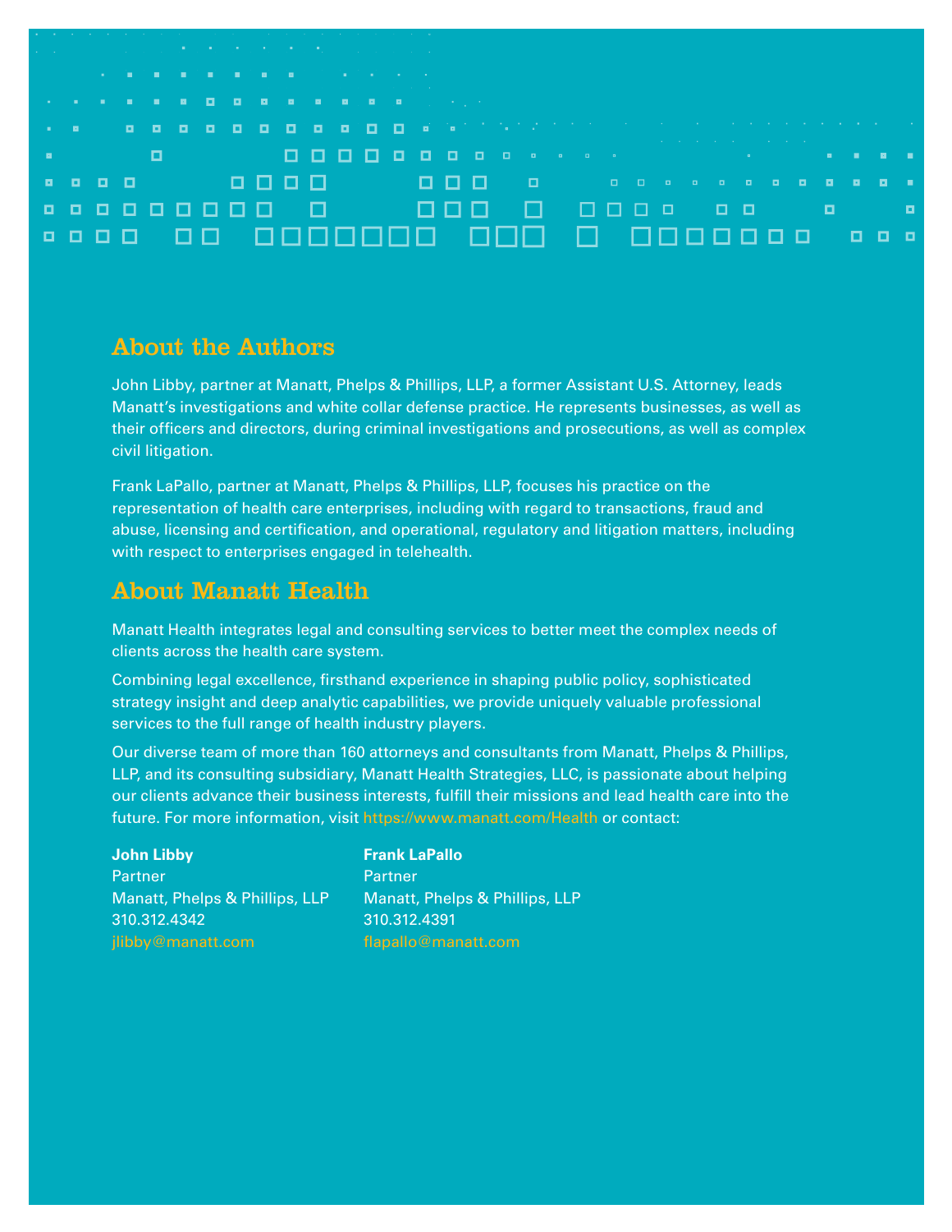## About the Authors

John Libby, partner at Manatt, Phelps & Phillips, LLP, a former Assistant U.S. Attorney, leads Manatt's investigations and white collar defense practice. He represents businesses, as well as their officers and directors, during criminal investigations and prosecutions, as well as complex civil litigation.

Frank LaPallo, partner at Manatt, Phelps & Phillips, LLP, focuses his practice on the representation of health care enterprises, including with regard to transactions, fraud and abuse, licensing and certification, and operational, regulatory and litigation matters, including with respect to enterprises engaged in telehealth.

## About Manatt Health

Manatt Health integrates legal and consulting services to better meet the complex needs of clients across the health care system.

Combining legal excellence, firsthand experience in shaping public policy, sophisticated strategy insight and deep analytic capabilities, we provide uniquely valuable professional services to the full range of health industry players.

Our diverse team of more than 160 attorneys and consultants from Manatt, Phelps & Phillips, LLP, and its consulting subsidiary, Manatt Health Strategies, LLC, is passionate about helping our clients advance their business interests, fulfill their missions and lead health care into the future. For more information, visit https://www.manatt.com/Health or contact:

**John Libby**
Partner
Manatt, Phelps & Phillips, LLP
310.312.4342
jlibby@manatt.com

**Frank LaPallo**
Partner
Manatt, Phelps & Phillips, LLP
310.312.4391
flapallo@manatt.com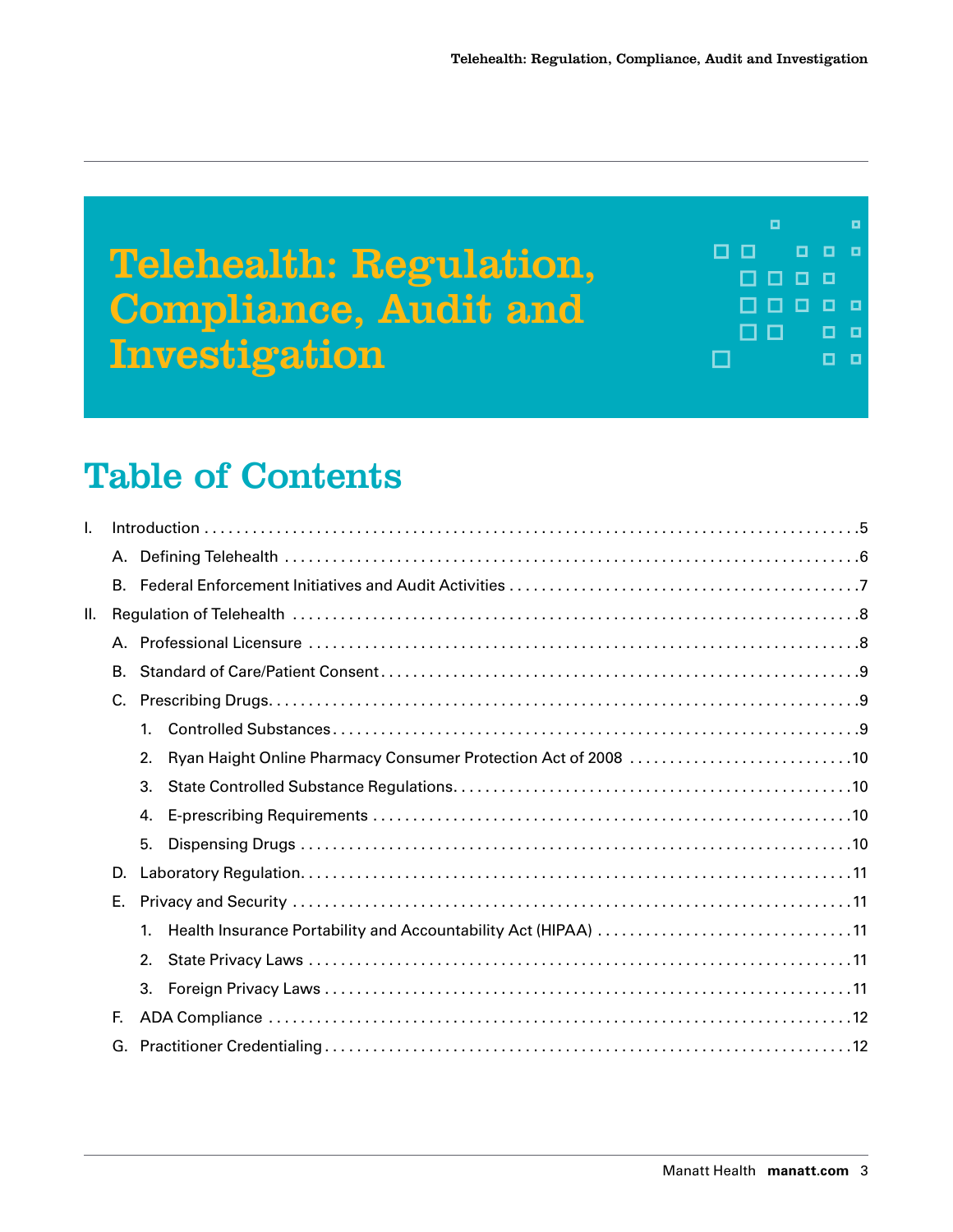# Telehealth: Regulation, Compliance, Audit and Investigation

## Table of Contents

- I. Introduction .....5
  - A. Defining Telehealth .....6
  - B. Federal Enforcement Initiatives and Audit Activities .....7
- II. Regulation of Telehealth .....8
  - A. Professional Licensure .....8
  - B. Standard of Care/Patient Consent .....9
  - C. Prescribing Drugs .....9
    - 1. Controlled Substances .....9
    - 2. Ryan Haight Online Pharmacy Consumer Protection Act of 2008 .....10
    - 3. State Controlled Substance Regulations .....10
    - 4. E-prescribing Requirements .....10
    - 5. Dispensing Drugs .....10
  - D. Laboratory Regulation .....11
  - E. Privacy and Security .....11
    - 1. Health Insurance Portability and Accountability Act (HIPAA) .....11
    - 2. State Privacy Laws .....11
    - 3. Foreign Privacy Laws .....11
  - F. ADA Compliance .....12
  - G. Practitioner Credentialing .....12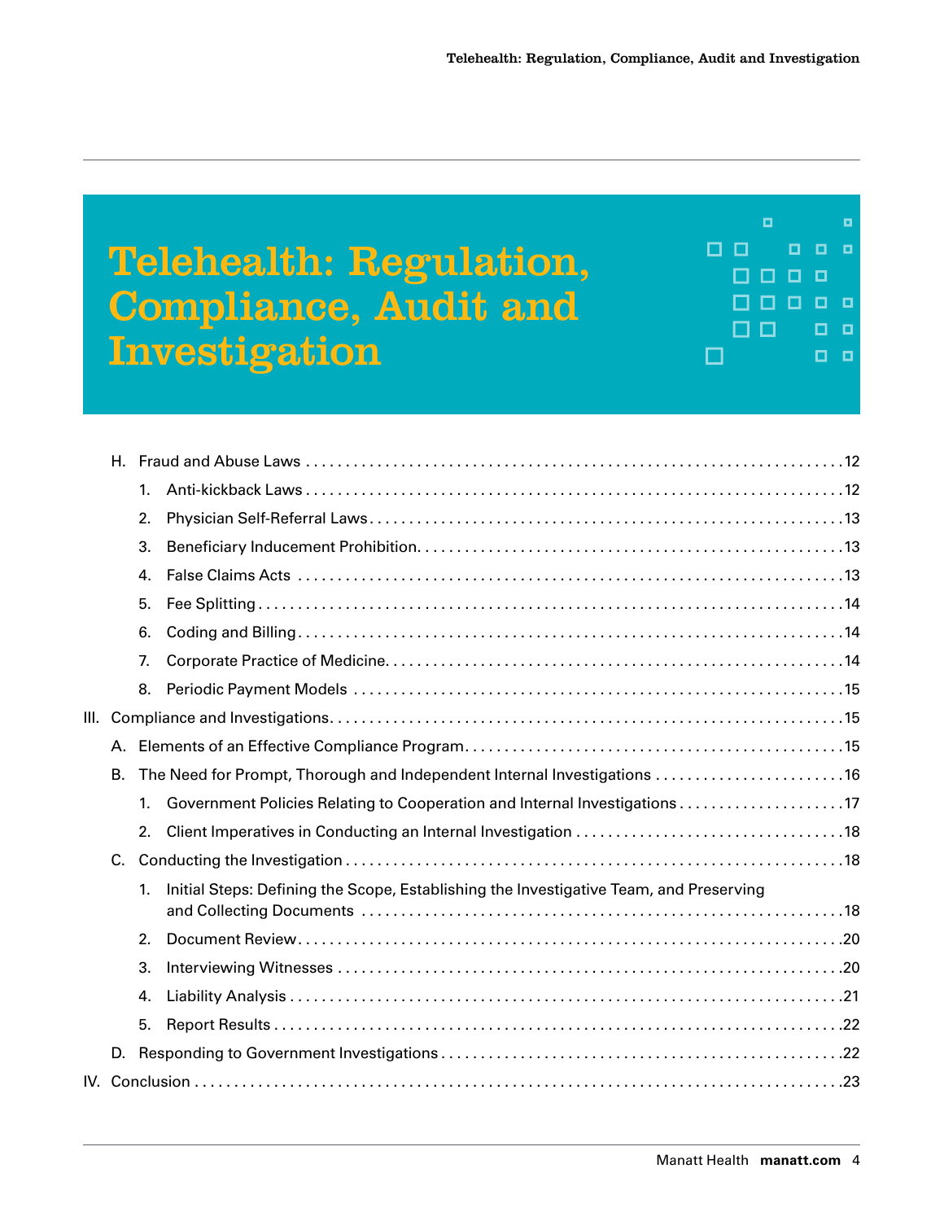# Telehealth: Regulation, Compliance, Audit and Investigation

- H. Fraud and Abuse Laws ........................................................................ 12
  - 1. Anti-kickback Laws ........................................................................ 12
  - 2. Physician Self-Referral Laws ........................................................................ 13
  - 3. Beneficiary Inducement Prohibition ........................................................................ 13
  - 4. False Claims Acts ........................................................................ 13
  - 5. Fee Splitting ........................................................................ 14
  - 6. Coding and Billing ........................................................................ 14
  - 7. Corporate Practice of Medicine ........................................................................ 14
  - 8. Periodic Payment Models ........................................................................ 15

III. Compliance and Investigations ........................................................................ 15

- A. Elements of an Effective Compliance Program ........................................................................ 15
- B. The Need for Prompt, Thorough and Independent Internal Investigations ........................................................................ 16
  - 1. Government Policies Relating to Cooperation and Internal Investigations ........................................................................ 17
  - 2. Client Imperatives in Conducting an Internal Investigation ........................................................................ 18
- C. Conducting the Investigation ........................................................................ 18
  - 1. Initial Steps: Defining the Scope, Establishing the Investigative Team, and Preserving and Collecting Documents ........................................................................ 18
  - 2. Document Review ........................................................................ 20
  - 3. Interviewing Witnesses ........................................................................ 20
  - 4. Liability Analysis ........................................................................ 21
  - 5. Report Results ........................................................................ 22
- D. Responding to Government Investigations ........................................................................ 22

IV. Conclusion ........................................................................ 23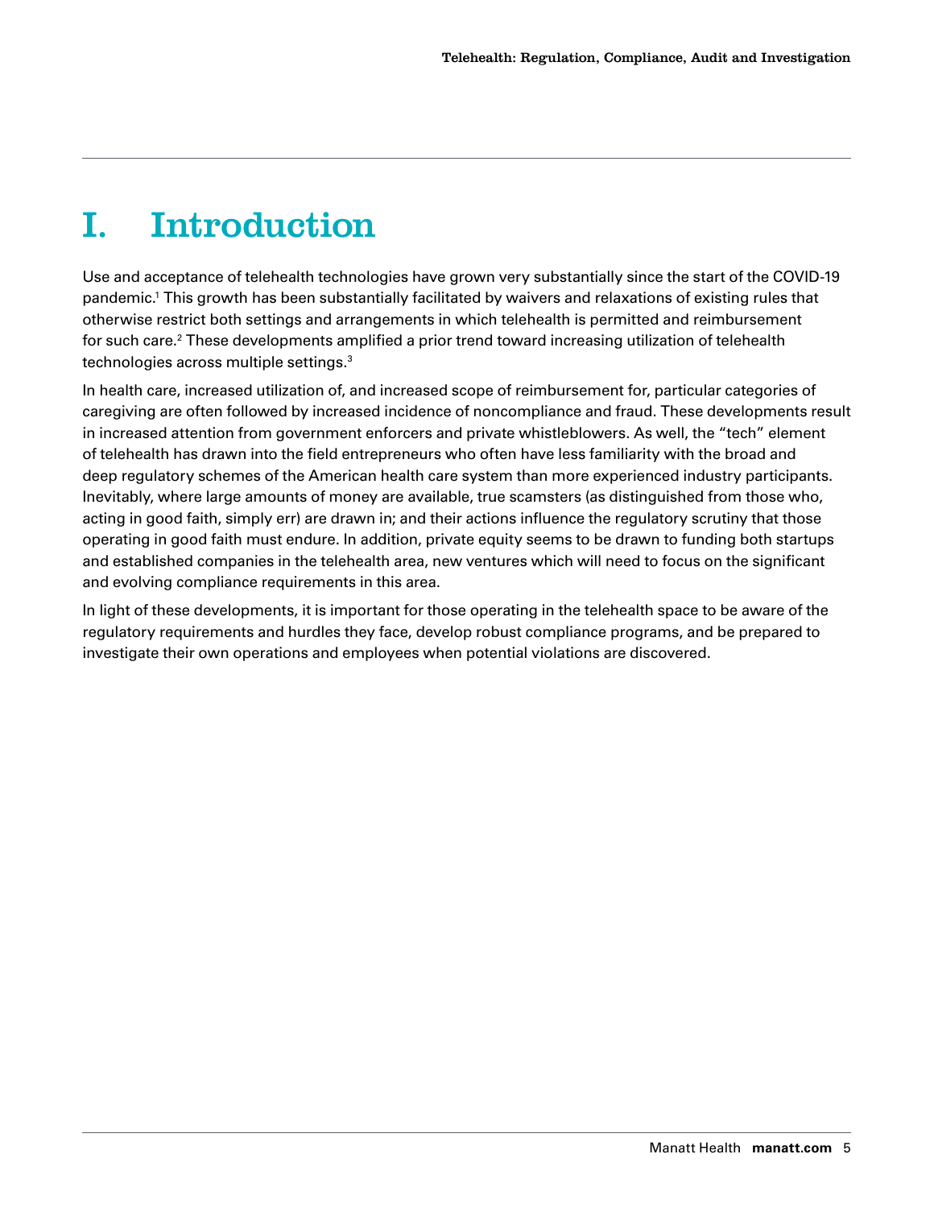# I. Introduction

Use and acceptance of telehealth technologies have grown very substantially since the start of the COVID-19 pandemic.[1] This growth has been substantially facilitated by waivers and relaxations of existing rules that otherwise restrict both settings and arrangements in which telehealth is permitted and reimbursement for such care.[2] These developments amplified a prior trend toward increasing utilization of telehealth technologies across multiple settings.[3]

In health care, increased utilization of, and increased scope of reimbursement for, particular categories of caregiving are often followed by increased incidence of noncompliance and fraud. These developments result in increased attention from government enforcers and private whistleblowers. As well, the "tech" element of telehealth has drawn into the field entrepreneurs who often have less familiarity with the broad and deep regulatory schemes of the American health care system than more experienced industry participants. Inevitably, where large amounts of money are available, true scamsters (as distinguished from those who, acting in good faith, simply err) are drawn in; and their actions influence the regulatory scrutiny that those operating in good faith must endure. In addition, private equity seems to be drawn to funding both startups and established companies in the telehealth area, new ventures which will need to focus on the significant and evolving compliance requirements in this area.

In light of these developments, it is important for those operating in the telehealth space to be aware of the regulatory requirements and hurdles they face, develop robust compliance programs, and be prepared to investigate their own operations and employees when potential violations are discovered.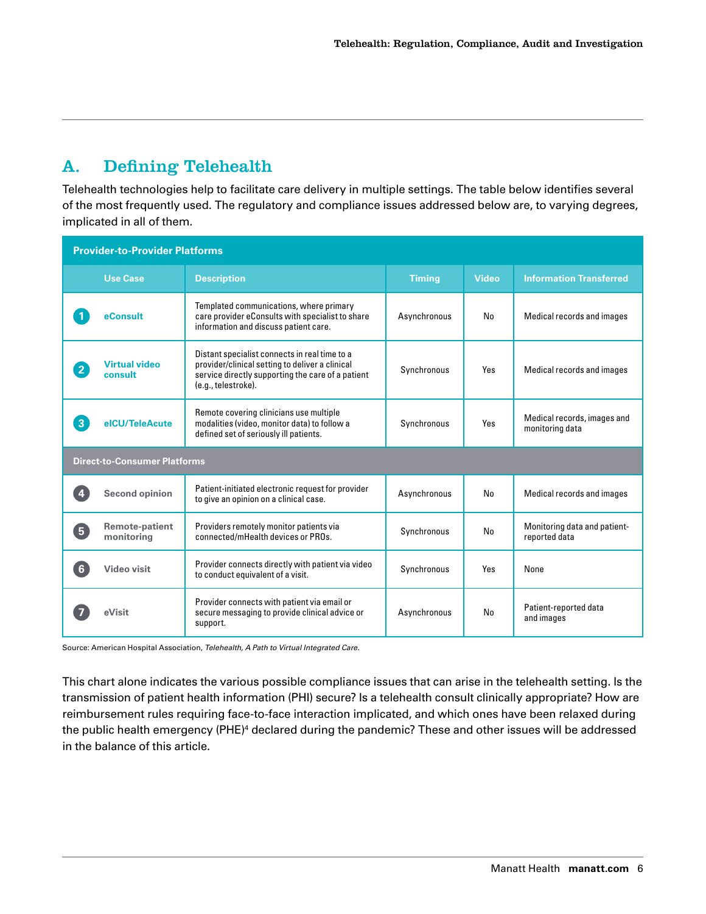## A. Defining Telehealth

Telehealth technologies help to facilitate care delivery in multiple settings. The table below identifies several of the most frequently used. The regulatory and compliance issues addressed below are, to varying degrees, implicated in all of them.

| | Use Case | Description | Timing | Video | Information Transferred |
|---|---|---|---|---|---|
| **Provider-to-Provider Platforms** | | | | | |
| 1 | eConsult | Templated communications, where primary care provider eConsults with specialist to share information and discuss patient care. | Asynchronous | No | Medical records and images |
| 2 | Virtual video consult | Distant specialist connects in real time to a provider/clinical setting to deliver a clinical service directly supporting the care of a patient (e.g., telestroke). | Synchronous | Yes | Medical records and images |
| 3 | eICU/TeleAcute | Remote covering clinicians use multiple modalities (video, monitor data) to follow a defined set of seriously ill patients. | Synchronous | Yes | Medical records, images and monitoring data |
| **Direct-to-Consumer Platforms** | | | | | |
| 4 | Second opinion | Patient-initiated electronic request for provider to give an opinion on a clinical case. | Asynchronous | No | Medical records and images |
| 5 | Remote-patient monitoring | Providers remotely monitor patients via connected/mHealth devices or PROs. | Synchronous | No | Monitoring data and patient-reported data |
| 6 | Video visit | Provider connects directly with patient via video to conduct equivalent of a visit. | Synchronous | Yes | None |
| 7 | eVisit | Provider connects with patient via email or secure messaging to provide clinical advice or support. | Asynchronous | No | Patient-reported data and images |

Source: American Hospital Association, *Telehealth, A Path to Virtual Integrated Care*.

This chart alone indicates the various possible compliance issues that can arise in the telehealth setting. Is the transmission of patient health information (PHI) secure? Is a telehealth consult clinically appropriate? How are reimbursement rules requiring face-to-face interaction implicated, and which ones have been relaxed during the public health emergency (PHE)[4] declared during the pandemic? These and other issues will be addressed in the balance of this article.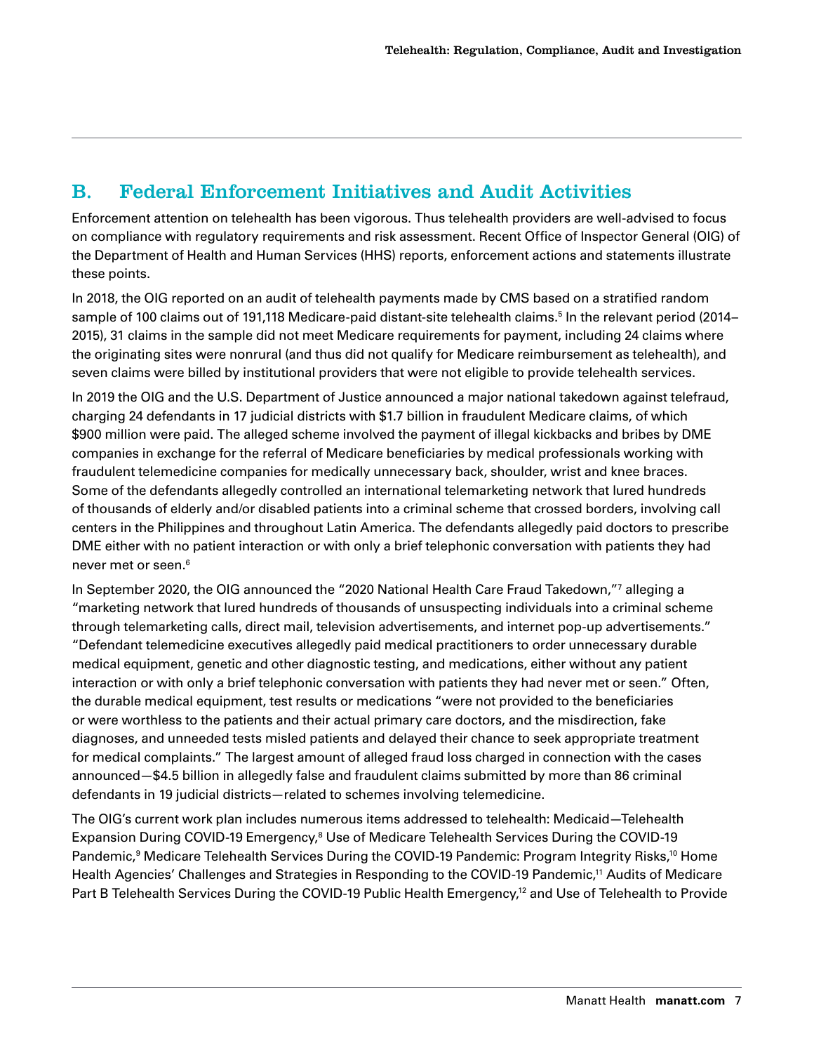## B. Federal Enforcement Initiatives and Audit Activities

Enforcement attention on telehealth has been vigorous. Thus telehealth providers are well-advised to focus on compliance with regulatory requirements and risk assessment. Recent Office of Inspector General (OIG) of the Department of Health and Human Services (HHS) reports, enforcement actions and statements illustrate these points.

In 2018, the OIG reported on an audit of telehealth payments made by CMS based on a stratified random sample of 100 claims out of 191,118 Medicare-paid distant-site telehealth claims.[5] In the relevant period (2014–2015), 31 claims in the sample did not meet Medicare requirements for payment, including 24 claims where the originating sites were nonrural (and thus did not qualify for Medicare reimbursement as telehealth), and seven claims were billed by institutional providers that were not eligible to provide telehealth services.

In 2019 the OIG and the U.S. Department of Justice announced a major national takedown against telefraud, charging 24 defendants in 17 judicial districts with $1.7 billion in fraudulent Medicare claims, of which $900 million were paid. The alleged scheme involved the payment of illegal kickbacks and bribes by DME companies in exchange for the referral of Medicare beneficiaries by medical professionals working with fraudulent telemedicine companies for medically unnecessary back, shoulder, wrist and knee braces. Some of the defendants allegedly controlled an international telemarketing network that lured hundreds of thousands of elderly and/or disabled patients into a criminal scheme that crossed borders, involving call centers in the Philippines and throughout Latin America. The defendants allegedly paid doctors to prescribe DME either with no patient interaction or with only a brief telephonic conversation with patients they had never met or seen.[6]

In September 2020, the OIG announced the "2020 National Health Care Fraud Takedown,"[7] alleging a "marketing network that lured hundreds of thousands of unsuspecting individuals into a criminal scheme through telemarketing calls, direct mail, television advertisements, and internet pop-up advertisements." "Defendant telemedicine executives allegedly paid medical practitioners to order unnecessary durable medical equipment, genetic and other diagnostic testing, and medications, either without any patient interaction or with only a brief telephonic conversation with patients they had never met or seen." Often, the durable medical equipment, test results or medications "were not provided to the beneficiaries or were worthless to the patients and their actual primary care doctors, and the misdirection, fake diagnoses, and unneeded tests misled patients and delayed their chance to seek appropriate treatment for medical complaints." The largest amount of alleged fraud loss charged in connection with the cases announced—$4.5 billion in allegedly false and fraudulent claims submitted by more than 86 criminal defendants in 19 judicial districts—related to schemes involving telemedicine.

The OIG's current work plan includes numerous items addressed to telehealth: Medicaid—Telehealth Expansion During COVID-19 Emergency,[8] Use of Medicare Telehealth Services During the COVID-19 Pandemic,[9] Medicare Telehealth Services During the COVID-19 Pandemic: Program Integrity Risks,[10] Home Health Agencies' Challenges and Strategies in Responding to the COVID-19 Pandemic,[11] Audits of Medicare Part B Telehealth Services During the COVID-19 Public Health Emergency,[12] and Use of Telehealth to Provide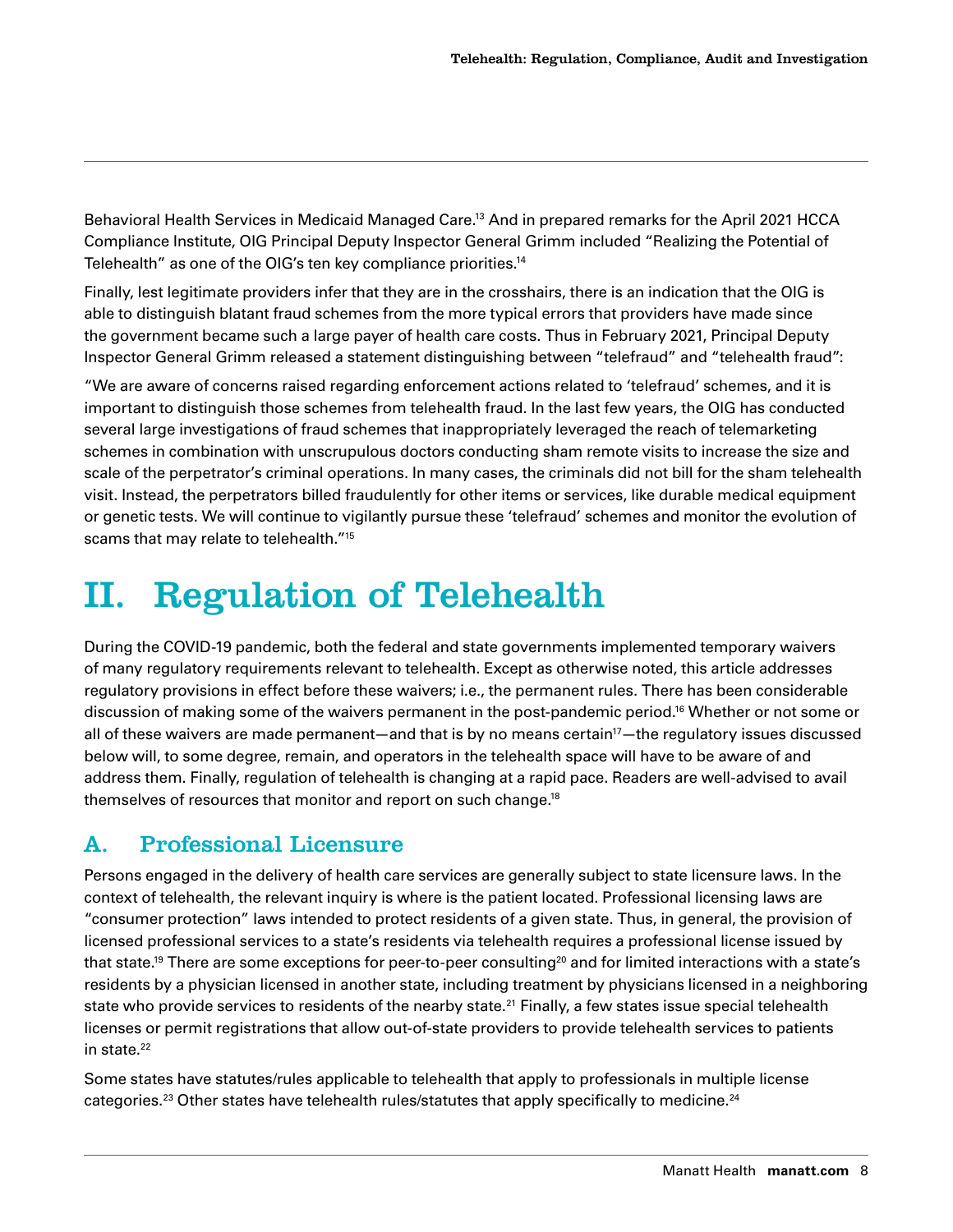Behavioral Health Services in Medicaid Managed Care.[13] And in prepared remarks for the April 2021 HCCA Compliance Institute, OIG Principal Deputy Inspector General Grimm included "Realizing the Potential of Telehealth" as one of the OIG's ten key compliance priorities.[14]

Finally, lest legitimate providers infer that they are in the crosshairs, there is an indication that the OIG is able to distinguish blatant fraud schemes from the more typical errors that providers have made since the government became such a large payer of health care costs. Thus in February 2021, Principal Deputy Inspector General Grimm released a statement distinguishing between "telefraud" and "telehealth fraud":

"We are aware of concerns raised regarding enforcement actions related to 'telefraud' schemes, and it is important to distinguish those schemes from telehealth fraud. In the last few years, the OIG has conducted several large investigations of fraud schemes that inappropriately leveraged the reach of telemarketing schemes in combination with unscrupulous doctors conducting sham remote visits to increase the size and scale of the perpetrator's criminal operations. In many cases, the criminals did not bill for the sham telehealth visit. Instead, the perpetrators billed fraudulently for other items or services, like durable medical equipment or genetic tests. We will continue to vigilantly pursue these 'telefraud' schemes and monitor the evolution of scams that may relate to telehealth."[15]

# II. Regulation of Telehealth

During the COVID-19 pandemic, both the federal and state governments implemented temporary waivers of many regulatory requirements relevant to telehealth. Except as otherwise noted, this article addresses regulatory provisions in effect before these waivers; i.e., the permanent rules. There has been considerable discussion of making some of the waivers permanent in the post-pandemic period.[16] Whether or not some or all of these waivers are made permanent—and that is by no means certain[17]—the regulatory issues discussed below will, to some degree, remain, and operators in the telehealth space will have to be aware of and address them. Finally, regulation of telehealth is changing at a rapid pace. Readers are well-advised to avail themselves of resources that monitor and report on such change.[18]

## A. Professional Licensure

Persons engaged in the delivery of health care services are generally subject to state licensure laws. In the context of telehealth, the relevant inquiry is where is the patient located. Professional licensing laws are "consumer protection" laws intended to protect residents of a given state. Thus, in general, the provision of licensed professional services to a state's residents via telehealth requires a professional license issued by that state.[19] There are some exceptions for peer-to-peer consulting[20] and for limited interactions with a state's residents by a physician licensed in another state, including treatment by physicians licensed in a neighboring state who provide services to residents of the nearby state.[21] Finally, a few states issue special telehealth licenses or permit registrations that allow out-of-state providers to provide telehealth services to patients in state.[22]

Some states have statutes/rules applicable to telehealth that apply to professionals in multiple license categories.[23] Other states have telehealth rules/statutes that apply specifically to medicine.[24]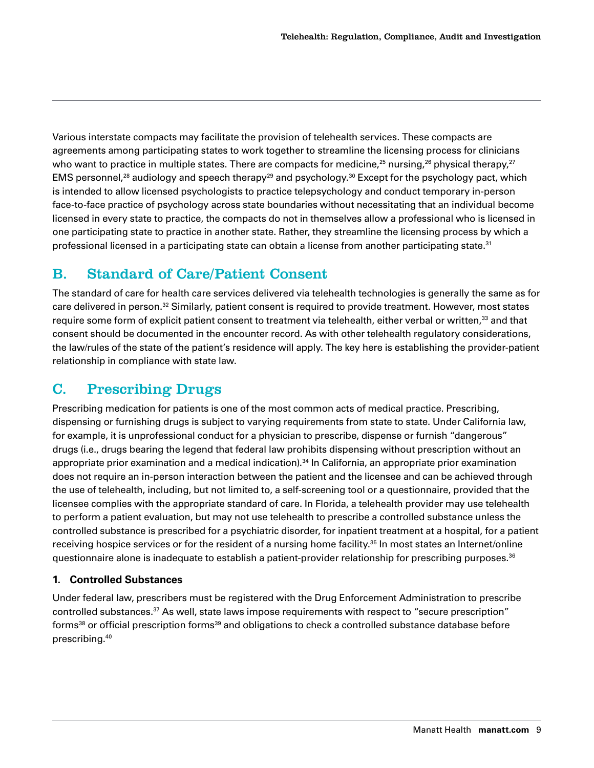Various interstate compacts may facilitate the provision of telehealth services. These compacts are agreements among participating states to work together to streamline the licensing process for clinicians who want to practice in multiple states. There are compacts for medicine,[25] nursing,[26] physical therapy,[27] EMS personnel,[28] audiology and speech therapy[29] and psychology.[30] Except for the psychology pact, which is intended to allow licensed psychologists to practice telepsychology and conduct temporary in-person face-to-face practice of psychology across state boundaries without necessitating that an individual become licensed in every state to practice, the compacts do not in themselves allow a professional who is licensed in one participating state to practice in another state. Rather, they streamline the licensing process by which a professional licensed in a participating state can obtain a license from another participating state.[31]

## B. Standard of Care/Patient Consent

The standard of care for health care services delivered via telehealth technologies is generally the same as for care delivered in person.[32] Similarly, patient consent is required to provide treatment. However, most states require some form of explicit patient consent to treatment via telehealth, either verbal or written,[33] and that consent should be documented in the encounter record. As with other telehealth regulatory considerations, the law/rules of the state of the patient's residence will apply. The key here is establishing the provider-patient relationship in compliance with state law.

## C. Prescribing Drugs

Prescribing medication for patients is one of the most common acts of medical practice. Prescribing, dispensing or furnishing drugs is subject to varying requirements from state to state. Under California law, for example, it is unprofessional conduct for a physician to prescribe, dispense or furnish "dangerous" drugs (i.e., drugs bearing the legend that federal law prohibits dispensing without prescription without an appropriate prior examination and a medical indication).[34] In California, an appropriate prior examination does not require an in-person interaction between the patient and the licensee and can be achieved through the use of telehealth, including, but not limited to, a self-screening tool or a questionnaire, provided that the licensee complies with the appropriate standard of care. In Florida, a telehealth provider may use telehealth to perform a patient evaluation, but may not use telehealth to prescribe a controlled substance unless the controlled substance is prescribed for a psychiatric disorder, for inpatient treatment at a hospital, for a patient receiving hospice services or for the resident of a nursing home facility.[35] In most states an Internet/online questionnaire alone is inadequate to establish a patient-provider relationship for prescribing purposes.[36]

### 1. Controlled Substances

Under federal law, prescribers must be registered with the Drug Enforcement Administration to prescribe controlled substances.[37] As well, state laws impose requirements with respect to "secure prescription" forms[38] or official prescription forms[39] and obligations to check a controlled substance database before prescribing.[40]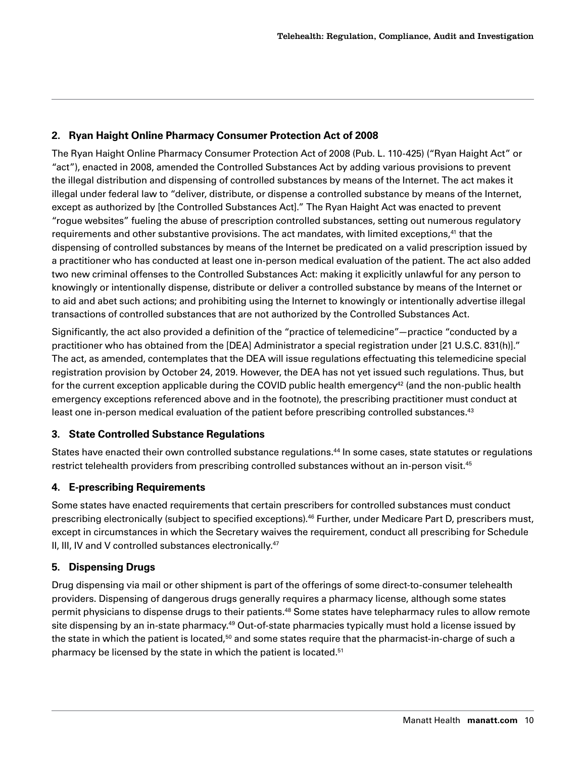### 2. Ryan Haight Online Pharmacy Consumer Protection Act of 2008

The Ryan Haight Online Pharmacy Consumer Protection Act of 2008 (Pub. L. 110-425) ("Ryan Haight Act" or "act"), enacted in 2008, amended the Controlled Substances Act by adding various provisions to prevent the illegal distribution and dispensing of controlled substances by means of the Internet. The act makes it illegal under federal law to "deliver, distribute, or dispense a controlled substance by means of the Internet, except as authorized by [the Controlled Substances Act]." The Ryan Haight Act was enacted to prevent "rogue websites" fueling the abuse of prescription controlled substances, setting out numerous regulatory requirements and other substantive provisions. The act mandates, with limited exceptions,[41] that the dispensing of controlled substances by means of the Internet be predicated on a valid prescription issued by a practitioner who has conducted at least one in-person medical evaluation of the patient. The act also added two new criminal offenses to the Controlled Substances Act: making it explicitly unlawful for any person to knowingly or intentionally dispense, distribute or deliver a controlled substance by means of the Internet or to aid and abet such actions; and prohibiting using the Internet to knowingly or intentionally advertise illegal transactions of controlled substances that are not authorized by the Controlled Substances Act.

Significantly, the act also provided a definition of the "practice of telemedicine"—practice "conducted by a practitioner who has obtained from the [DEA] Administrator a special registration under [21 U.S.C. 831(h)]." The act, as amended, contemplates that the DEA will issue regulations effectuating this telemedicine special registration provision by October 24, 2019. However, the DEA has not yet issued such regulations. Thus, but for the current exception applicable during the COVID public health emergency[42] (and the non-public health emergency exceptions referenced above and in the footnote), the prescribing practitioner must conduct at least one in-person medical evaluation of the patient before prescribing controlled substances.[43]

### 3. State Controlled Substance Regulations

States have enacted their own controlled substance regulations.[44] In some cases, state statutes or regulations restrict telehealth providers from prescribing controlled substances without an in-person visit.[45]

### 4. E-prescribing Requirements

Some states have enacted requirements that certain prescribers for controlled substances must conduct prescribing electronically (subject to specified exceptions).[46] Further, under Medicare Part D, prescribers must, except in circumstances in which the Secretary waives the requirement, conduct all prescribing for Schedule II, III, IV and V controlled substances electronically.[47]

### 5. Dispensing Drugs

Drug dispensing via mail or other shipment is part of the offerings of some direct-to-consumer telehealth providers. Dispensing of dangerous drugs generally requires a pharmacy license, although some states permit physicians to dispense drugs to their patients.[48] Some states have telepharmacy rules to allow remote site dispensing by an in-state pharmacy.[49] Out-of-state pharmacies typically must hold a license issued by the state in which the patient is located,[50] and some states require that the pharmacist-in-charge of such a pharmacy be licensed by the state in which the patient is located.[51]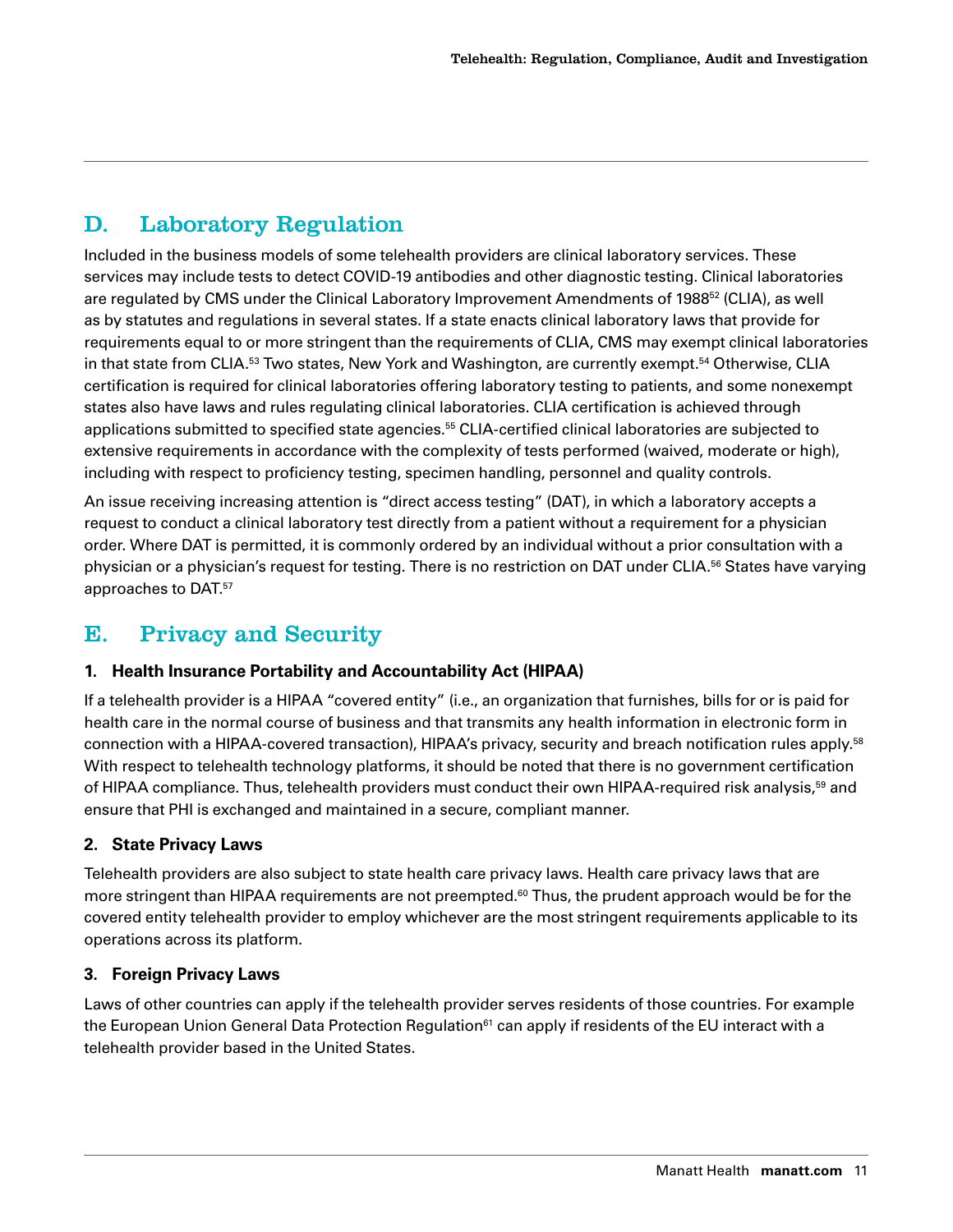## D. Laboratory Regulation

Included in the business models of some telehealth providers are clinical laboratory services. These services may include tests to detect COVID-19 antibodies and other diagnostic testing. Clinical laboratories are regulated by CMS under the Clinical Laboratory Improvement Amendments of 1988[52] (CLIA), as well as by statutes and regulations in several states. If a state enacts clinical laboratory laws that provide for requirements equal to or more stringent than the requirements of CLIA, CMS may exempt clinical laboratories in that state from CLIA.[53] Two states, New York and Washington, are currently exempt.[54] Otherwise, CLIA certification is required for clinical laboratories offering laboratory testing to patients, and some nonexempt states also have laws and rules regulating clinical laboratories. CLIA certification is achieved through applications submitted to specified state agencies.[55] CLIA-certified clinical laboratories are subjected to extensive requirements in accordance with the complexity of tests performed (waived, moderate or high), including with respect to proficiency testing, specimen handling, personnel and quality controls.

An issue receiving increasing attention is "direct access testing" (DAT), in which a laboratory accepts a request to conduct a clinical laboratory test directly from a patient without a requirement for a physician order. Where DAT is permitted, it is commonly ordered by an individual without a prior consultation with a physician or a physician's request for testing. There is no restriction on DAT under CLIA.[56] States have varying approaches to DAT.[57]

## E. Privacy and Security

### 1. Health Insurance Portability and Accountability Act (HIPAA)

If a telehealth provider is a HIPAA "covered entity" (i.e., an organization that furnishes, bills for or is paid for health care in the normal course of business and that transmits any health information in electronic form in connection with a HIPAA-covered transaction), HIPAA's privacy, security and breach notification rules apply.[58] With respect to telehealth technology platforms, it should be noted that there is no government certification of HIPAA compliance. Thus, telehealth providers must conduct their own HIPAA-required risk analysis,[59] and ensure that PHI is exchanged and maintained in a secure, compliant manner.

### 2. State Privacy Laws

Telehealth providers are also subject to state health care privacy laws. Health care privacy laws that are more stringent than HIPAA requirements are not preempted.[60] Thus, the prudent approach would be for the covered entity telehealth provider to employ whichever are the most stringent requirements applicable to its operations across its platform.

### 3. Foreign Privacy Laws

Laws of other countries can apply if the telehealth provider serves residents of those countries. For example the European Union General Data Protection Regulation[61] can apply if residents of the EU interact with a telehealth provider based in the United States.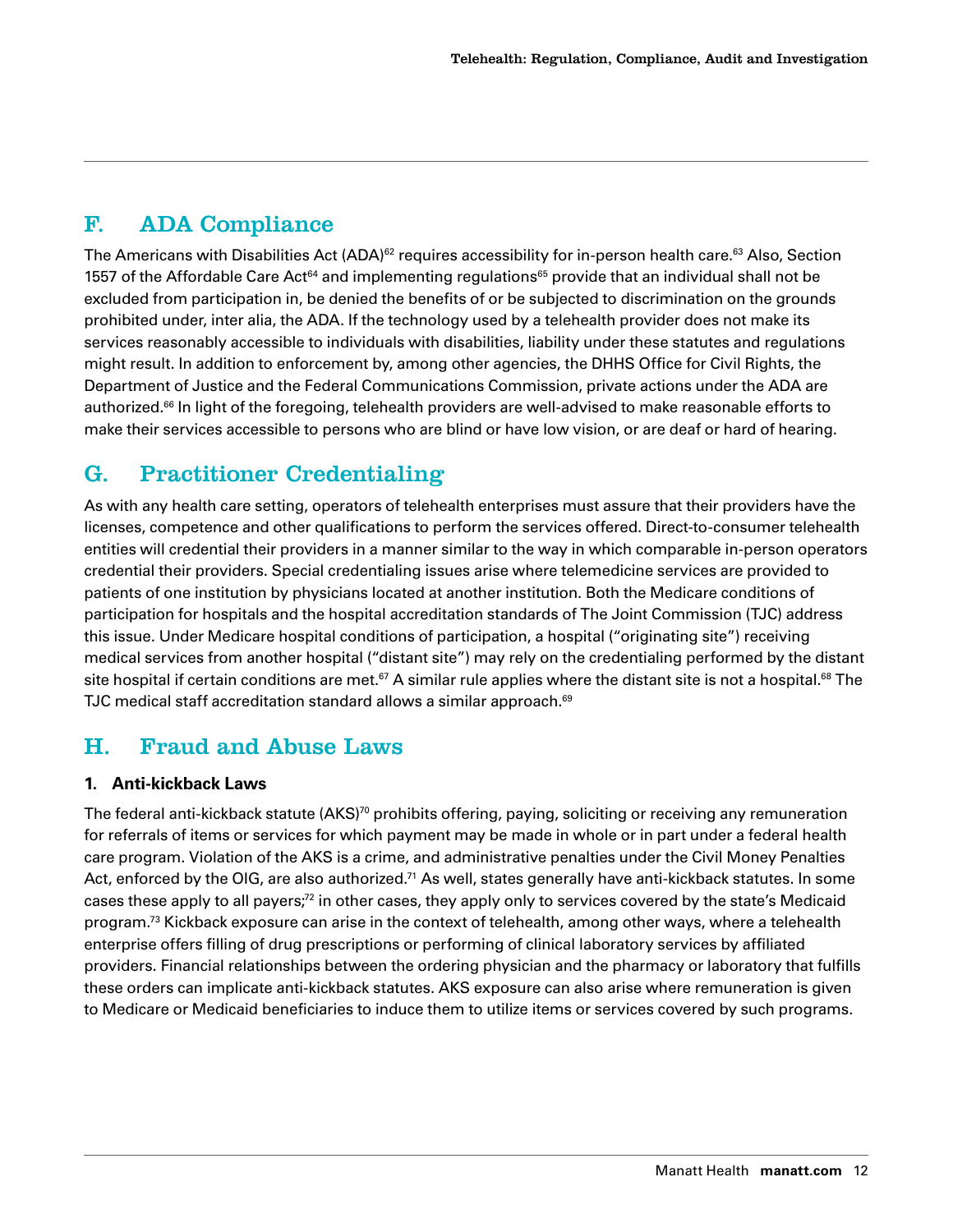## F. ADA Compliance

The Americans with Disabilities Act (ADA)[62] requires accessibility for in-person health care.[63] Also, Section 1557 of the Affordable Care Act[64] and implementing regulations[65] provide that an individual shall not be excluded from participation in, be denied the benefits of or be subjected to discrimination on the grounds prohibited under, inter alia, the ADA. If the technology used by a telehealth provider does not make its services reasonably accessible to individuals with disabilities, liability under these statutes and regulations might result. In addition to enforcement by, among other agencies, the DHHS Office for Civil Rights, the Department of Justice and the Federal Communications Commission, private actions under the ADA are authorized.[66] In light of the foregoing, telehealth providers are well-advised to make reasonable efforts to make their services accessible to persons who are blind or have low vision, or are deaf or hard of hearing.

## G. Practitioner Credentialing

As with any health care setting, operators of telehealth enterprises must assure that their providers have the licenses, competence and other qualifications to perform the services offered. Direct-to-consumer telehealth entities will credential their providers in a manner similar to the way in which comparable in-person operators credential their providers. Special credentialing issues arise where telemedicine services are provided to patients of one institution by physicians located at another institution. Both the Medicare conditions of participation for hospitals and the hospital accreditation standards of The Joint Commission (TJC) address this issue. Under Medicare hospital conditions of participation, a hospital ("originating site") receiving medical services from another hospital ("distant site") may rely on the credentialing performed by the distant site hospital if certain conditions are met.[67] A similar rule applies where the distant site is not a hospital.[68] The TJC medical staff accreditation standard allows a similar approach.[69]

## H. Fraud and Abuse Laws

### 1. Anti-kickback Laws

The federal anti-kickback statute (AKS)[70] prohibits offering, paying, soliciting or receiving any remuneration for referrals of items or services for which payment may be made in whole or in part under a federal health care program. Violation of the AKS is a crime, and administrative penalties under the Civil Money Penalties Act, enforced by the OIG, are also authorized.[71] As well, states generally have anti-kickback statutes. In some cases these apply to all payers;[72] in other cases, they apply only to services covered by the state's Medicaid program.[73] Kickback exposure can arise in the context of telehealth, among other ways, where a telehealth enterprise offers filling of drug prescriptions or performing of clinical laboratory services by affiliated providers. Financial relationships between the ordering physician and the pharmacy or laboratory that fulfills these orders can implicate anti-kickback statutes. AKS exposure can also arise where remuneration is given to Medicare or Medicaid beneficiaries to induce them to utilize items or services covered by such programs.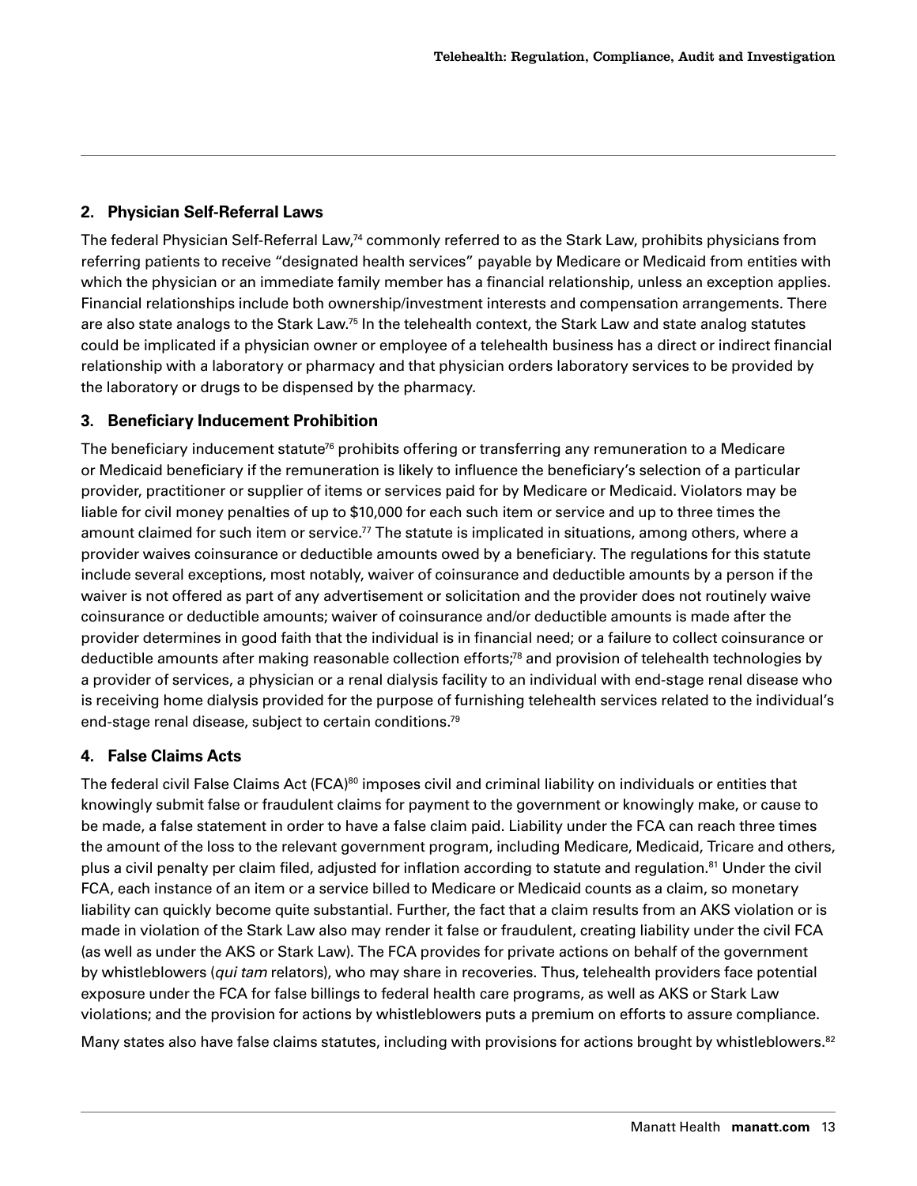## 2. Physician Self-Referral Laws

The federal Physician Self-Referral Law,[74] commonly referred to as the Stark Law, prohibits physicians from referring patients to receive "designated health services" payable by Medicare or Medicaid from entities with which the physician or an immediate family member has a financial relationship, unless an exception applies. Financial relationships include both ownership/investment interests and compensation arrangements. There are also state analogs to the Stark Law.[75] In the telehealth context, the Stark Law and state analog statutes could be implicated if a physician owner or employee of a telehealth business has a direct or indirect financial relationship with a laboratory or pharmacy and that physician orders laboratory services to be provided by the laboratory or drugs to be dispensed by the pharmacy.

## 3. Beneficiary Inducement Prohibition

The beneficiary inducement statute[76] prohibits offering or transferring any remuneration to a Medicare or Medicaid beneficiary if the remuneration is likely to influence the beneficiary's selection of a particular provider, practitioner or supplier of items or services paid for by Medicare or Medicaid. Violators may be liable for civil money penalties of up to $10,000 for each such item or service and up to three times the amount claimed for such item or service.[77] The statute is implicated in situations, among others, where a provider waives coinsurance or deductible amounts owed by a beneficiary. The regulations for this statute include several exceptions, most notably, waiver of coinsurance and deductible amounts by a person if the waiver is not offered as part of any advertisement or solicitation and the provider does not routinely waive coinsurance or deductible amounts; waiver of coinsurance and/or deductible amounts is made after the provider determines in good faith that the individual is in financial need; or a failure to collect coinsurance or deductible amounts after making reasonable collection efforts;[78] and provision of telehealth technologies by a provider of services, a physician or a renal dialysis facility to an individual with end-stage renal disease who is receiving home dialysis provided for the purpose of furnishing telehealth services related to the individual's end-stage renal disease, subject to certain conditions.[79]

## 4. False Claims Acts

The federal civil False Claims Act (FCA)[80] imposes civil and criminal liability on individuals or entities that knowingly submit false or fraudulent claims for payment to the government or knowingly make, or cause to be made, a false statement in order to have a false claim paid. Liability under the FCA can reach three times the amount of the loss to the relevant government program, including Medicare, Medicaid, Tricare and others, plus a civil penalty per claim filed, adjusted for inflation according to statute and regulation.[81] Under the civil FCA, each instance of an item or a service billed to Medicare or Medicaid counts as a claim, so monetary liability can quickly become quite substantial. Further, the fact that a claim results from an AKS violation or is made in violation of the Stark Law also may render it false or fraudulent, creating liability under the civil FCA (as well as under the AKS or Stark Law). The FCA provides for private actions on behalf of the government by whistleblowers (*qui tam* relators), who may share in recoveries. Thus, telehealth providers face potential exposure under the FCA for false billings to federal health care programs, as well as AKS or Stark Law violations; and the provision for actions by whistleblowers puts a premium on efforts to assure compliance.

Many states also have false claims statutes, including with provisions for actions brought by whistleblowers.[82]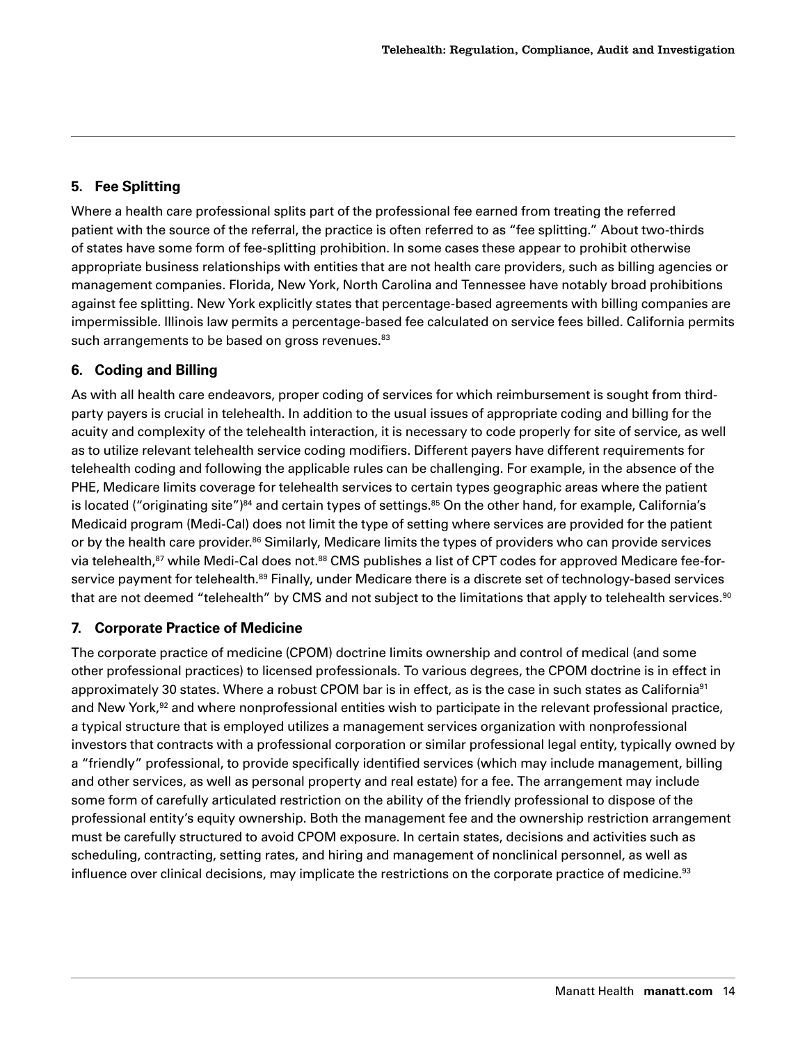## 5. Fee Splitting

Where a health care professional splits part of the professional fee earned from treating the referred patient with the source of the referral, the practice is often referred to as "fee splitting." About two-thirds of states have some form of fee-splitting prohibition. In some cases these appear to prohibit otherwise appropriate business relationships with entities that are not health care providers, such as billing agencies or management companies. Florida, New York, North Carolina and Tennessee have notably broad prohibitions against fee splitting. New York explicitly states that percentage-based agreements with billing companies are impermissible. Illinois law permits a percentage-based fee calculated on service fees billed. California permits such arrangements to be based on gross revenues.[83]

## 6. Coding and Billing

As with all health care endeavors, proper coding of services for which reimbursement is sought from third-party payers is crucial in telehealth. In addition to the usual issues of appropriate coding and billing for the acuity and complexity of the telehealth interaction, it is necessary to code properly for site of service, as well as to utilize relevant telehealth service coding modifiers. Different payers have different requirements for telehealth coding and following the applicable rules can be challenging. For example, in the absence of the PHE, Medicare limits coverage for telehealth services to certain types geographic areas where the patient is located ("originating site")[84] and certain types of settings.[85] On the other hand, for example, California's Medicaid program (Medi-Cal) does not limit the type of setting where services are provided for the patient or by the health care provider.[86] Similarly, Medicare limits the types of providers who can provide services via telehealth,[87] while Medi-Cal does not.[88] CMS publishes a list of CPT codes for approved Medicare fee-for-service payment for telehealth.[89] Finally, under Medicare there is a discrete set of technology-based services that are not deemed "telehealth" by CMS and not subject to the limitations that apply to telehealth services.[90]

## 7. Corporate Practice of Medicine

The corporate practice of medicine (CPOM) doctrine limits ownership and control of medical (and some other professional practices) to licensed professionals. To various degrees, the CPOM doctrine is in effect in approximately 30 states. Where a robust CPOM bar is in effect, as is the case in such states as California[91] and New York,[92] and where nonprofessional entities wish to participate in the relevant professional practice, a typical structure that is employed utilizes a management services organization with nonprofessional investors that contracts with a professional corporation or similar professional legal entity, typically owned by a "friendly" professional, to provide specifically identified services (which may include management, billing and other services, as well as personal property and real estate) for a fee. The arrangement may include some form of carefully articulated restriction on the ability of the friendly professional to dispose of the professional entity's equity ownership. Both the management fee and the ownership restriction arrangement must be carefully structured to avoid CPOM exposure. In certain states, decisions and activities such as scheduling, contracting, setting rates, and hiring and management of nonclinical personnel, as well as influence over clinical decisions, may implicate the restrictions on the corporate practice of medicine.[93]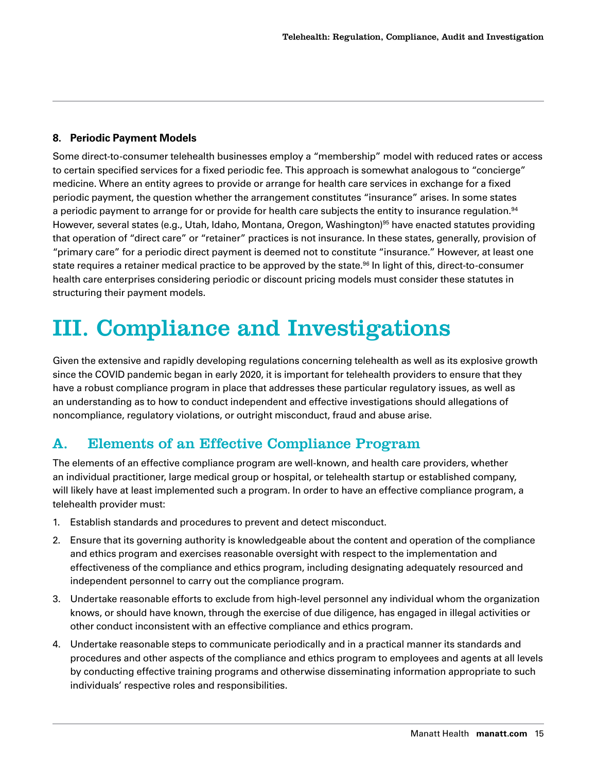#### 8. Periodic Payment Models

Some direct-to-consumer telehealth businesses employ a "membership" model with reduced rates or access to certain specified services for a fixed periodic fee. This approach is somewhat analogous to "concierge" medicine. Where an entity agrees to provide or arrange for health care services in exchange for a fixed periodic payment, the question whether the arrangement constitutes "insurance" arises. In some states a periodic payment to arrange for or provide for health care subjects the entity to insurance regulation.[94] However, several states (e.g., Utah, Idaho, Montana, Oregon, Washington)[95] have enacted statutes providing that operation of "direct care" or "retainer" practices is not insurance. In these states, generally, provision of "primary care" for a periodic direct payment is deemed not to constitute "insurance." However, at least one state requires a retainer medical practice to be approved by the state.[96] In light of this, direct-to-consumer health care enterprises considering periodic or discount pricing models must consider these statutes in structuring their payment models.

# III. Compliance and Investigations

Given the extensive and rapidly developing regulations concerning telehealth as well as its explosive growth since the COVID pandemic began in early 2020, it is important for telehealth providers to ensure that they have a robust compliance program in place that addresses these particular regulatory issues, as well as an understanding as to how to conduct independent and effective investigations should allegations of noncompliance, regulatory violations, or outright misconduct, fraud and abuse arise.

## A. Elements of an Effective Compliance Program

The elements of an effective compliance program are well-known, and health care providers, whether an individual practitioner, large medical group or hospital, or telehealth startup or established company, will likely have at least implemented such a program. In order to have an effective compliance program, a telehealth provider must:

1. Establish standards and procedures to prevent and detect misconduct.
2. Ensure that its governing authority is knowledgeable about the content and operation of the compliance and ethics program and exercises reasonable oversight with respect to the implementation and effectiveness of the compliance and ethics program, including designating adequately resourced and independent personnel to carry out the compliance program.
3. Undertake reasonable efforts to exclude from high-level personnel any individual whom the organization knows, or should have known, through the exercise of due diligence, has engaged in illegal activities or other conduct inconsistent with an effective compliance and ethics program.
4. Undertake reasonable steps to communicate periodically and in a practical manner its standards and procedures and other aspects of the compliance and ethics program to employees and agents at all levels by conducting effective training programs and otherwise disseminating information appropriate to such individuals' respective roles and responsibilities.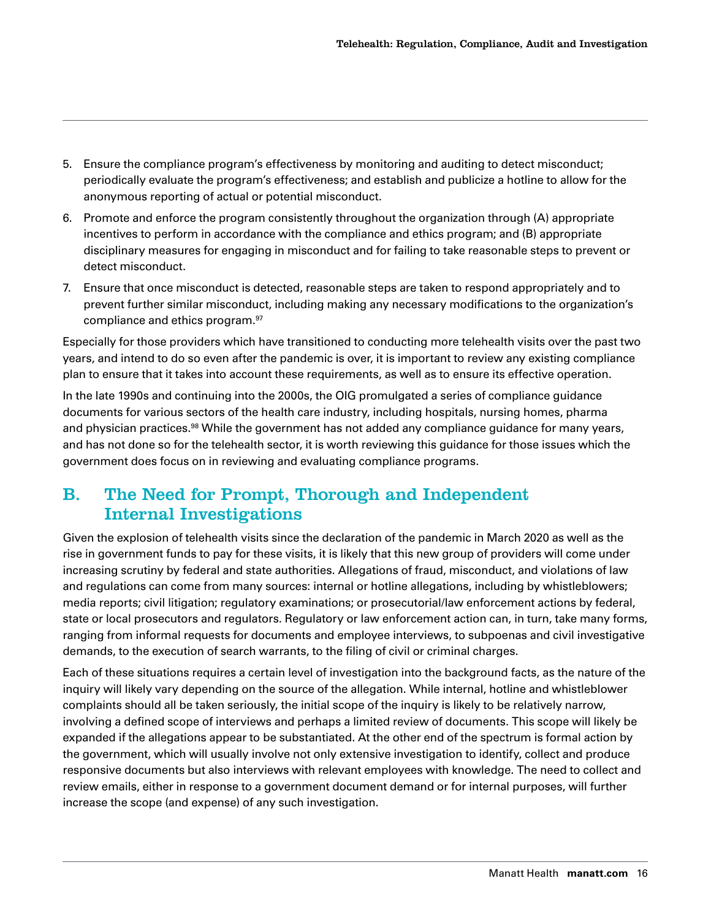5. Ensure the compliance program's effectiveness by monitoring and auditing to detect misconduct; periodically evaluate the program's effectiveness; and establish and publicize a hotline to allow for the anonymous reporting of actual or potential misconduct.
6. Promote and enforce the program consistently throughout the organization through (A) appropriate incentives to perform in accordance with the compliance and ethics program; and (B) appropriate disciplinary measures for engaging in misconduct and for failing to take reasonable steps to prevent or detect misconduct.
7. Ensure that once misconduct is detected, reasonable steps are taken to respond appropriately and to prevent further similar misconduct, including making any necessary modifications to the organization's compliance and ethics program.[97]

Especially for those providers which have transitioned to conducting more telehealth visits over the past two years, and intend to do so even after the pandemic is over, it is important to review any existing compliance plan to ensure that it takes into account these requirements, as well as to ensure its effective operation.

In the late 1990s and continuing into the 2000s, the OIG promulgated a series of compliance guidance documents for various sectors of the health care industry, including hospitals, nursing homes, pharma and physician practices.[98] While the government has not added any compliance guidance for many years, and has not done so for the telehealth sector, it is worth reviewing this guidance for those issues which the government does focus on in reviewing and evaluating compliance programs.

## B. The Need for Prompt, Thorough and Independent Internal Investigations

Given the explosion of telehealth visits since the declaration of the pandemic in March 2020 as well as the rise in government funds to pay for these visits, it is likely that this new group of providers will come under increasing scrutiny by federal and state authorities. Allegations of fraud, misconduct, and violations of law and regulations can come from many sources: internal or hotline allegations, including by whistleblowers; media reports; civil litigation; regulatory examinations; or prosecutorial/law enforcement actions by federal, state or local prosecutors and regulators. Regulatory or law enforcement action can, in turn, take many forms, ranging from informal requests for documents and employee interviews, to subpoenas and civil investigative demands, to the execution of search warrants, to the filing of civil or criminal charges.

Each of these situations requires a certain level of investigation into the background facts, as the nature of the inquiry will likely vary depending on the source of the allegation. While internal, hotline and whistleblower complaints should all be taken seriously, the initial scope of the inquiry is likely to be relatively narrow, involving a defined scope of interviews and perhaps a limited review of documents. This scope will likely be expanded if the allegations appear to be substantiated. At the other end of the spectrum is formal action by the government, which will usually involve not only extensive investigation to identify, collect and produce responsive documents but also interviews with relevant employees with knowledge. The need to collect and review emails, either in response to a government document demand or for internal purposes, will further increase the scope (and expense) of any such investigation.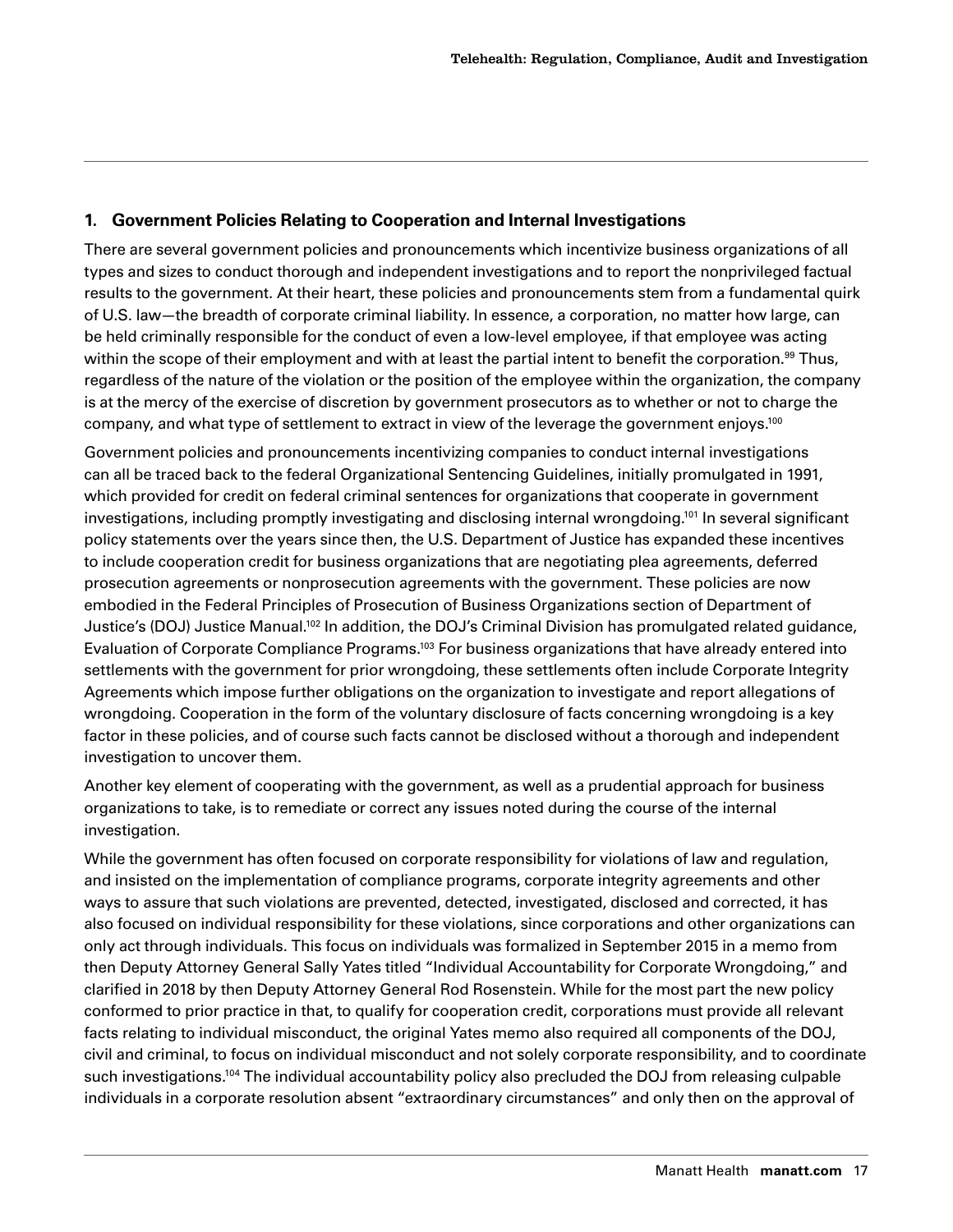## 1. Government Policies Relating to Cooperation and Internal Investigations

There are several government policies and pronouncements which incentivize business organizations of all types and sizes to conduct thorough and independent investigations and to report the nonprivileged factual results to the government. At their heart, these policies and pronouncements stem from a fundamental quirk of U.S. law—the breadth of corporate criminal liability. In essence, a corporation, no matter how large, can be held criminally responsible for the conduct of even a low-level employee, if that employee was acting within the scope of their employment and with at least the partial intent to benefit the corporation.[99] Thus, regardless of the nature of the violation or the position of the employee within the organization, the company is at the mercy of the exercise of discretion by government prosecutors as to whether or not to charge the company, and what type of settlement to extract in view of the leverage the government enjoys.[100]

Government policies and pronouncements incentivizing companies to conduct internal investigations can all be traced back to the federal Organizational Sentencing Guidelines, initially promulgated in 1991, which provided for credit on federal criminal sentences for organizations that cooperate in government investigations, including promptly investigating and disclosing internal wrongdoing.[101] In several significant policy statements over the years since then, the U.S. Department of Justice has expanded these incentives to include cooperation credit for business organizations that are negotiating plea agreements, deferred prosecution agreements or nonprosecution agreements with the government. These policies are now embodied in the Federal Principles of Prosecution of Business Organizations section of Department of Justice's (DOJ) Justice Manual.[102] In addition, the DOJ's Criminal Division has promulgated related guidance, Evaluation of Corporate Compliance Programs.[103] For business organizations that have already entered into settlements with the government for prior wrongdoing, these settlements often include Corporate Integrity Agreements which impose further obligations on the organization to investigate and report allegations of wrongdoing. Cooperation in the form of the voluntary disclosure of facts concerning wrongdoing is a key factor in these policies, and of course such facts cannot be disclosed without a thorough and independent investigation to uncover them.

Another key element of cooperating with the government, as well as a prudential approach for business organizations to take, is to remediate or correct any issues noted during the course of the internal investigation.

While the government has often focused on corporate responsibility for violations of law and regulation, and insisted on the implementation of compliance programs, corporate integrity agreements and other ways to assure that such violations are prevented, detected, investigated, disclosed and corrected, it has also focused on individual responsibility for these violations, since corporations and other organizations can only act through individuals. This focus on individuals was formalized in September 2015 in a memo from then Deputy Attorney General Sally Yates titled "Individual Accountability for Corporate Wrongdoing," and clarified in 2018 by then Deputy Attorney General Rod Rosenstein. While for the most part the new policy conformed to prior practice in that, to qualify for cooperation credit, corporations must provide all relevant facts relating to individual misconduct, the original Yates memo also required all components of the DOJ, civil and criminal, to focus on individual misconduct and not solely corporate responsibility, and to coordinate such investigations.[104] The individual accountability policy also precluded the DOJ from releasing culpable individuals in a corporate resolution absent "extraordinary circumstances" and only then on the approval of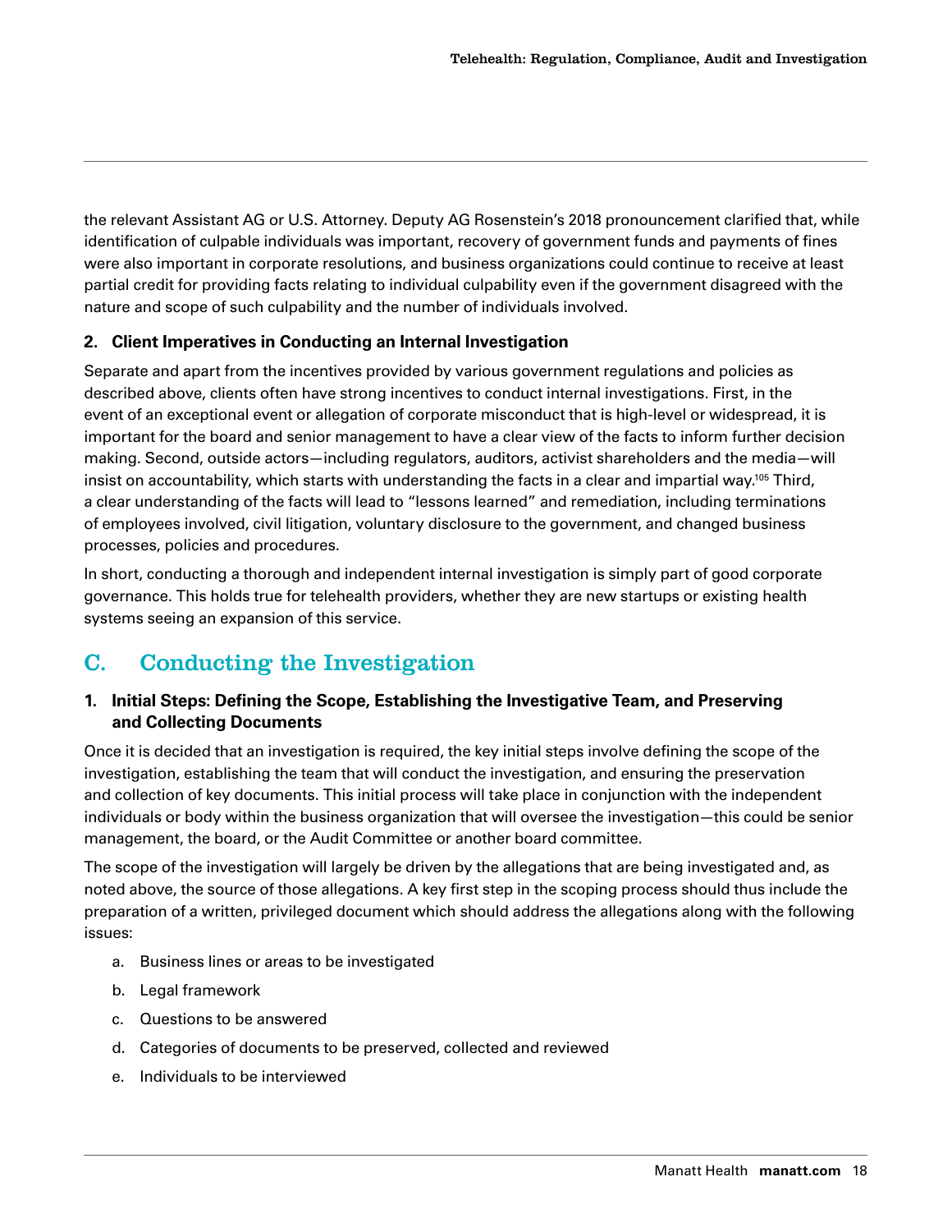the relevant Assistant AG or U.S. Attorney. Deputy AG Rosenstein's 2018 pronouncement clarified that, while identification of culpable individuals was important, recovery of government funds and payments of fines were also important in corporate resolutions, and business organizations could continue to receive at least partial credit for providing facts relating to individual culpability even if the government disagreed with the nature and scope of such culpability and the number of individuals involved.

### 2. Client Imperatives in Conducting an Internal Investigation

Separate and apart from the incentives provided by various government regulations and policies as described above, clients often have strong incentives to conduct internal investigations. First, in the event of an exceptional event or allegation of corporate misconduct that is high-level or widespread, it is important for the board and senior management to have a clear view of the facts to inform further decision making. Second, outside actors—including regulators, auditors, activist shareholders and the media—will insist on accountability, which starts with understanding the facts in a clear and impartial way.[105] Third, a clear understanding of the facts will lead to "lessons learned" and remediation, including terminations of employees involved, civil litigation, voluntary disclosure to the government, and changed business processes, policies and procedures.

In short, conducting a thorough and independent internal investigation is simply part of good corporate governance. This holds true for telehealth providers, whether they are new startups or existing health systems seeing an expansion of this service.

## C. Conducting the Investigation

### 1. Initial Steps: Defining the Scope, Establishing the Investigative Team, and Preserving and Collecting Documents

Once it is decided that an investigation is required, the key initial steps involve defining the scope of the investigation, establishing the team that will conduct the investigation, and ensuring the preservation and collection of key documents. This initial process will take place in conjunction with the independent individuals or body within the business organization that will oversee the investigation—this could be senior management, the board, or the Audit Committee or another board committee.

The scope of the investigation will largely be driven by the allegations that are being investigated and, as noted above, the source of those allegations. A key first step in the scoping process should thus include the preparation of a written, privileged document which should address the allegations along with the following issues:

a. Business lines or areas to be investigated
b. Legal framework
c. Questions to be answered
d. Categories of documents to be preserved, collected and reviewed
e. Individuals to be interviewed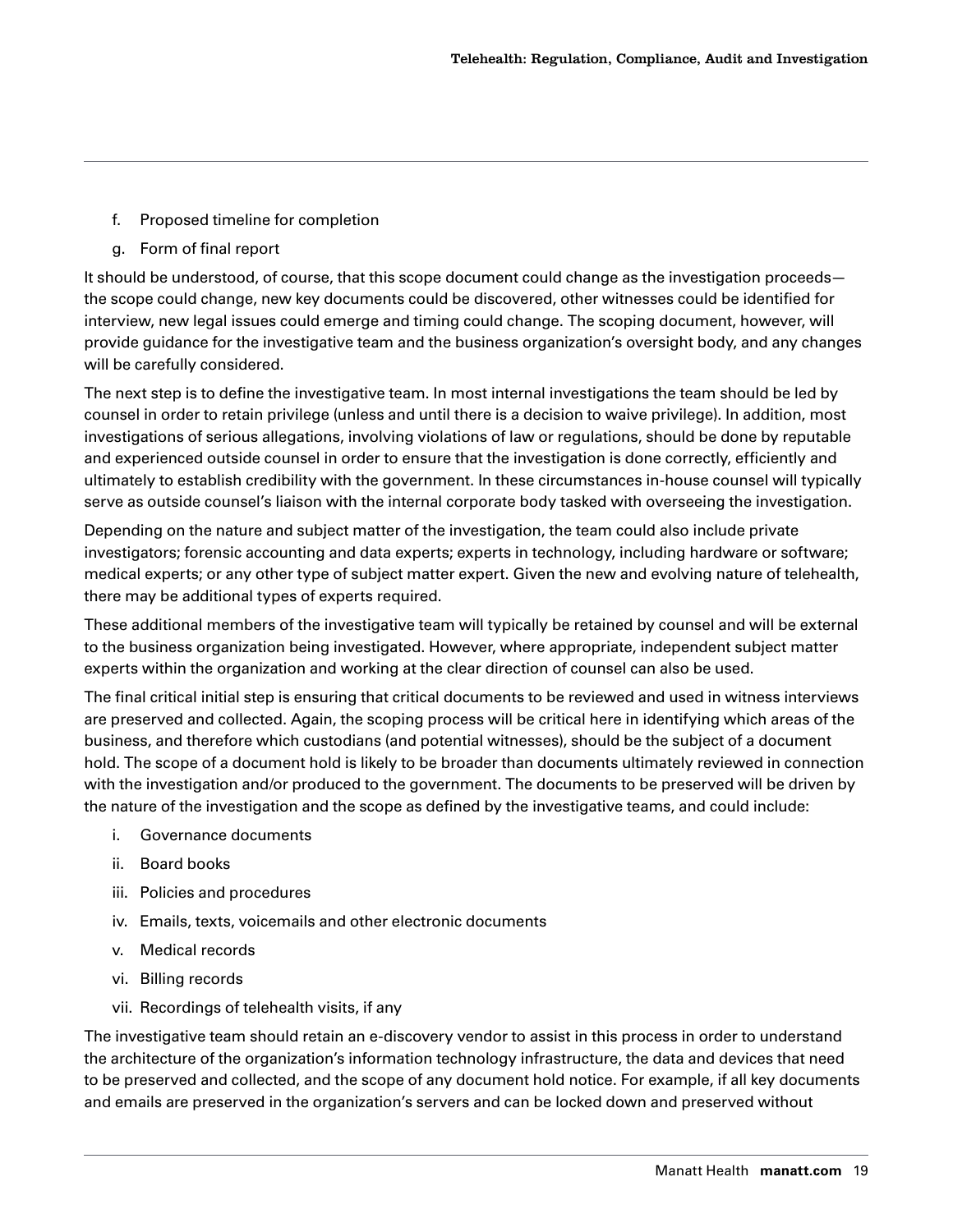f. Proposed timeline for completion
g. Form of final report

It should be understood, of course, that this scope document could change as the investigation proceeds—the scope could change, new key documents could be discovered, other witnesses could be identified for interview, new legal issues could emerge and timing could change. The scoping document, however, will provide guidance for the investigative team and the business organization's oversight body, and any changes will be carefully considered.

The next step is to define the investigative team. In most internal investigations the team should be led by counsel in order to retain privilege (unless and until there is a decision to waive privilege). In addition, most investigations of serious allegations, involving violations of law or regulations, should be done by reputable and experienced outside counsel in order to ensure that the investigation is done correctly, efficiently and ultimately to establish credibility with the government. In these circumstances in-house counsel will typically serve as outside counsel's liaison with the internal corporate body tasked with overseeing the investigation.

Depending on the nature and subject matter of the investigation, the team could also include private investigators; forensic accounting and data experts; experts in technology, including hardware or software; medical experts; or any other type of subject matter expert. Given the new and evolving nature of telehealth, there may be additional types of experts required.

These additional members of the investigative team will typically be retained by counsel and will be external to the business organization being investigated. However, where appropriate, independent subject matter experts within the organization and working at the clear direction of counsel can also be used.

The final critical initial step is ensuring that critical documents to be reviewed and used in witness interviews are preserved and collected. Again, the scoping process will be critical here in identifying which areas of the business, and therefore which custodians (and potential witnesses), should be the subject of a document hold. The scope of a document hold is likely to be broader than documents ultimately reviewed in connection with the investigation and/or produced to the government. The documents to be preserved will be driven by the nature of the investigation and the scope as defined by the investigative teams, and could include:

i. Governance documents
ii. Board books
iii. Policies and procedures
iv. Emails, texts, voicemails and other electronic documents
v. Medical records
vi. Billing records
vii. Recordings of telehealth visits, if any

The investigative team should retain an e-discovery vendor to assist in this process in order to understand the architecture of the organization's information technology infrastructure, the data and devices that need to be preserved and collected, and the scope of any document hold notice. For example, if all key documents and emails are preserved in the organization's servers and can be locked down and preserved without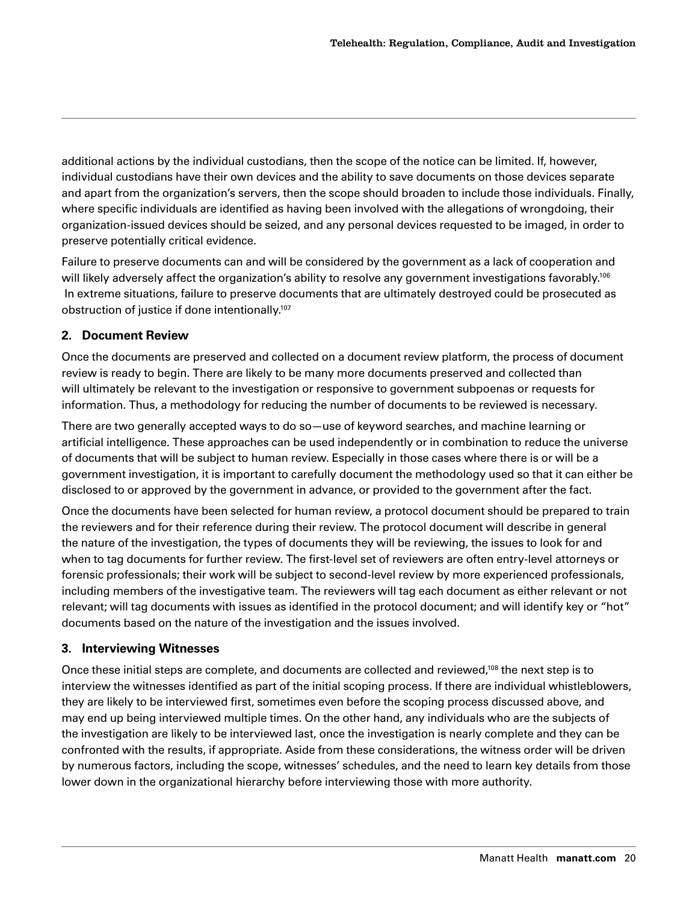additional actions by the individual custodians, then the scope of the notice can be limited. If, however, individual custodians have their own devices and the ability to save documents on those devices separate and apart from the organization's servers, then the scope should broaden to include those individuals. Finally, where specific individuals are identified as having been involved with the allegations of wrongdoing, their organization-issued devices should be seized, and any personal devices requested to be imaged, in order to preserve potentially critical evidence.

Failure to preserve documents can and will be considered by the government as a lack of cooperation and will likely adversely affect the organization's ability to resolve any government investigations favorably.[106] In extreme situations, failure to preserve documents that are ultimately destroyed could be prosecuted as obstruction of justice if done intentionally.[107]

### 2. Document Review

Once the documents are preserved and collected on a document review platform, the process of document review is ready to begin. There are likely to be many more documents preserved and collected than will ultimately be relevant to the investigation or responsive to government subpoenas or requests for information. Thus, a methodology for reducing the number of documents to be reviewed is necessary.

There are two generally accepted ways to do so—use of keyword searches, and machine learning or artificial intelligence. These approaches can be used independently or in combination to reduce the universe of documents that will be subject to human review. Especially in those cases where there is or will be a government investigation, it is important to carefully document the methodology used so that it can either be disclosed to or approved by the government in advance, or provided to the government after the fact.

Once the documents have been selected for human review, a protocol document should be prepared to train the reviewers and for their reference during their review. The protocol document will describe in general the nature of the investigation, the types of documents they will be reviewing, the issues to look for and when to tag documents for further review. The first-level set of reviewers are often entry-level attorneys or forensic professionals; their work will be subject to second-level review by more experienced professionals, including members of the investigative team. The reviewers will tag each document as either relevant or not relevant; will tag documents with issues as identified in the protocol document; and will identify key or "hot" documents based on the nature of the investigation and the issues involved.

### 3. Interviewing Witnesses

Once these initial steps are complete, and documents are collected and reviewed,[108] the next step is to interview the witnesses identified as part of the initial scoping process. If there are individual whistleblowers, they are likely to be interviewed first, sometimes even before the scoping process discussed above, and may end up being interviewed multiple times. On the other hand, any individuals who are the subjects of the investigation are likely to be interviewed last, once the investigation is nearly complete and they can be confronted with the results, if appropriate. Aside from these considerations, the witness order will be driven by numerous factors, including the scope, witnesses' schedules, and the need to learn key details from those lower down in the organizational hierarchy before interviewing those with more authority.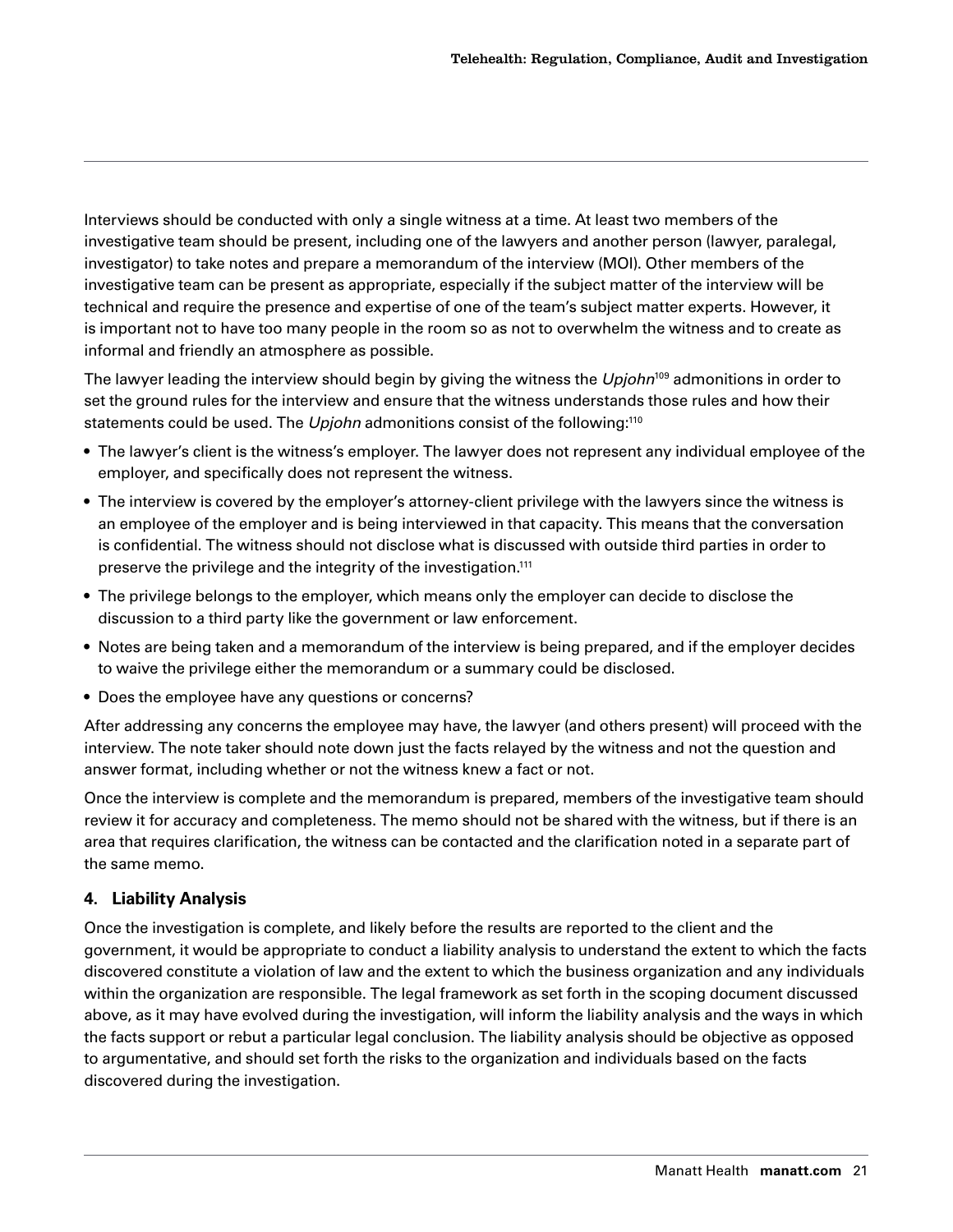Interviews should be conducted with only a single witness at a time. At least two members of the investigative team should be present, including one of the lawyers and another person (lawyer, paralegal, investigator) to take notes and prepare a memorandum of the interview (MOI). Other members of the investigative team can be present as appropriate, especially if the subject matter of the interview will be technical and require the presence and expertise of one of the team's subject matter experts. However, it is important not to have too many people in the room so as not to overwhelm the witness and to create as informal and friendly an atmosphere as possible.

The lawyer leading the interview should begin by giving the witness the *Upjohn*[109] admonitions in order to set the ground rules for the interview and ensure that the witness understands those rules and how their statements could be used. The *Upjohn* admonitions consist of the following:[110]

- The lawyer's client is the witness's employer. The lawyer does not represent any individual employee of the employer, and specifically does not represent the witness.
- The interview is covered by the employer's attorney-client privilege with the lawyers since the witness is an employee of the employer and is being interviewed in that capacity. This means that the conversation is confidential. The witness should not disclose what is discussed with outside third parties in order to preserve the privilege and the integrity of the investigation.[111]
- The privilege belongs to the employer, which means only the employer can decide to disclose the discussion to a third party like the government or law enforcement.
- Notes are being taken and a memorandum of the interview is being prepared, and if the employer decides to waive the privilege either the memorandum or a summary could be disclosed.
- Does the employee have any questions or concerns?

After addressing any concerns the employee may have, the lawyer (and others present) will proceed with the interview. The note taker should note down just the facts relayed by the witness and not the question and answer format, including whether or not the witness knew a fact or not.

Once the interview is complete and the memorandum is prepared, members of the investigative team should review it for accuracy and completeness. The memo should not be shared with the witness, but if there is an area that requires clarification, the witness can be contacted and the clarification noted in a separate part of the same memo.

### 4. Liability Analysis

Once the investigation is complete, and likely before the results are reported to the client and the government, it would be appropriate to conduct a liability analysis to understand the extent to which the facts discovered constitute a violation of law and the extent to which the business organization and any individuals within the organization are responsible. The legal framework as set forth in the scoping document discussed above, as it may have evolved during the investigation, will inform the liability analysis and the ways in which the facts support or rebut a particular legal conclusion. The liability analysis should be objective as opposed to argumentative, and should set forth the risks to the organization and individuals based on the facts discovered during the investigation.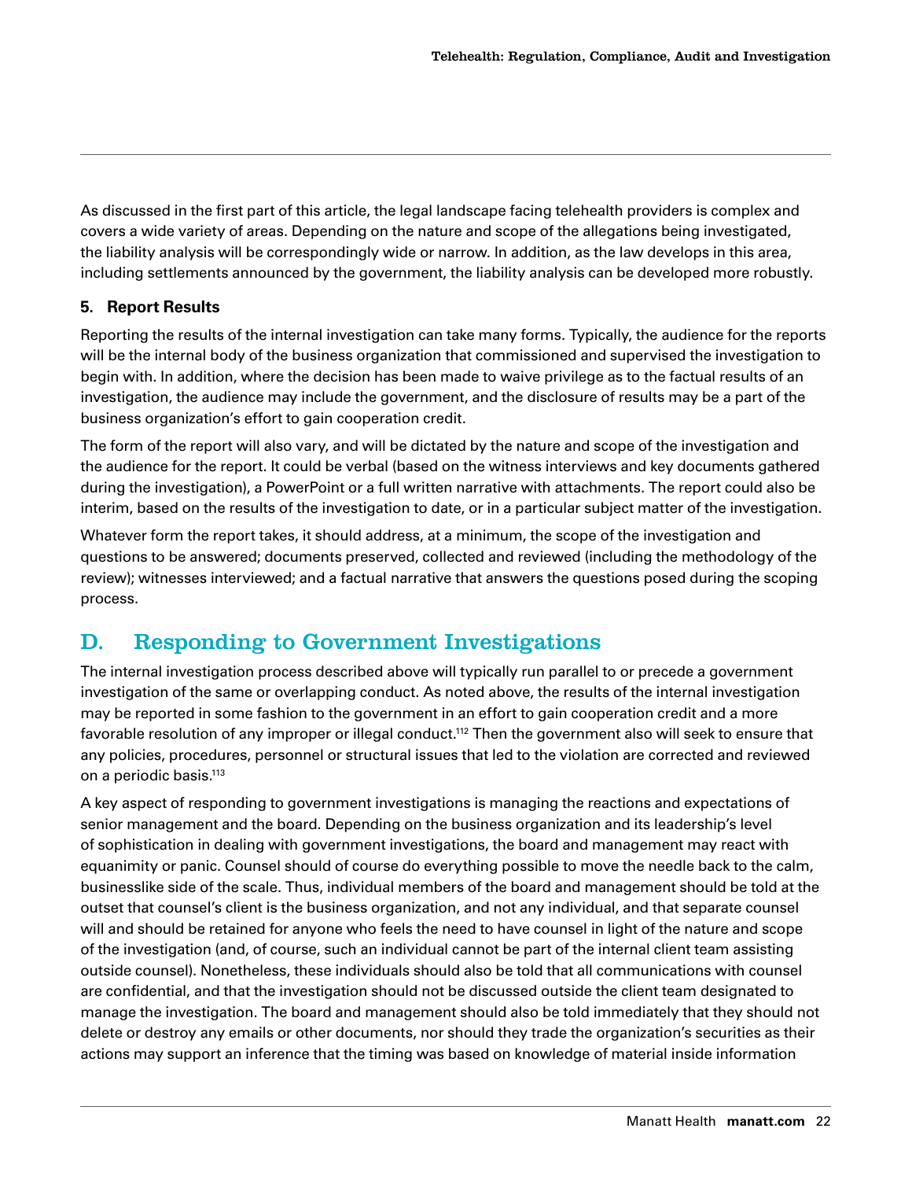As discussed in the first part of this article, the legal landscape facing telehealth providers is complex and covers a wide variety of areas. Depending on the nature and scope of the allegations being investigated, the liability analysis will be correspondingly wide or narrow. In addition, as the law develops in this area, including settlements announced by the government, the liability analysis can be developed more robustly.

#### 5. Report Results

Reporting the results of the internal investigation can take many forms. Typically, the audience for the reports will be the internal body of the business organization that commissioned and supervised the investigation to begin with. In addition, where the decision has been made to waive privilege as to the factual results of an investigation, the audience may include the government, and the disclosure of results may be a part of the business organization's effort to gain cooperation credit.

The form of the report will also vary, and will be dictated by the nature and scope of the investigation and the audience for the report. It could be verbal (based on the witness interviews and key documents gathered during the investigation), a PowerPoint or a full written narrative with attachments. The report could also be interim, based on the results of the investigation to date, or in a particular subject matter of the investigation.

Whatever form the report takes, it should address, at a minimum, the scope of the investigation and questions to be answered; documents preserved, collected and reviewed (including the methodology of the review); witnesses interviewed; and a factual narrative that answers the questions posed during the scoping process.

## D. Responding to Government Investigations

The internal investigation process described above will typically run parallel to or precede a government investigation of the same or overlapping conduct. As noted above, the results of the internal investigation may be reported in some fashion to the government in an effort to gain cooperation credit and a more favorable resolution of any improper or illegal conduct.[112] Then the government also will seek to ensure that any policies, procedures, personnel or structural issues that led to the violation are corrected and reviewed on a periodic basis.[113]

A key aspect of responding to government investigations is managing the reactions and expectations of senior management and the board. Depending on the business organization and its leadership's level of sophistication in dealing with government investigations, the board and management may react with equanimity or panic. Counsel should of course do everything possible to move the needle back to the calm, businesslike side of the scale. Thus, individual members of the board and management should be told at the outset that counsel's client is the business organization, and not any individual, and that separate counsel will and should be retained for anyone who feels the need to have counsel in light of the nature and scope of the investigation (and, of course, such an individual cannot be part of the internal client team assisting outside counsel). Nonetheless, these individuals should also be told that all communications with counsel are confidential, and that the investigation should not be discussed outside the client team designated to manage the investigation. The board and management should also be told immediately that they should not delete or destroy any emails or other documents, nor should they trade the organization's securities as their actions may support an inference that the timing was based on knowledge of material inside information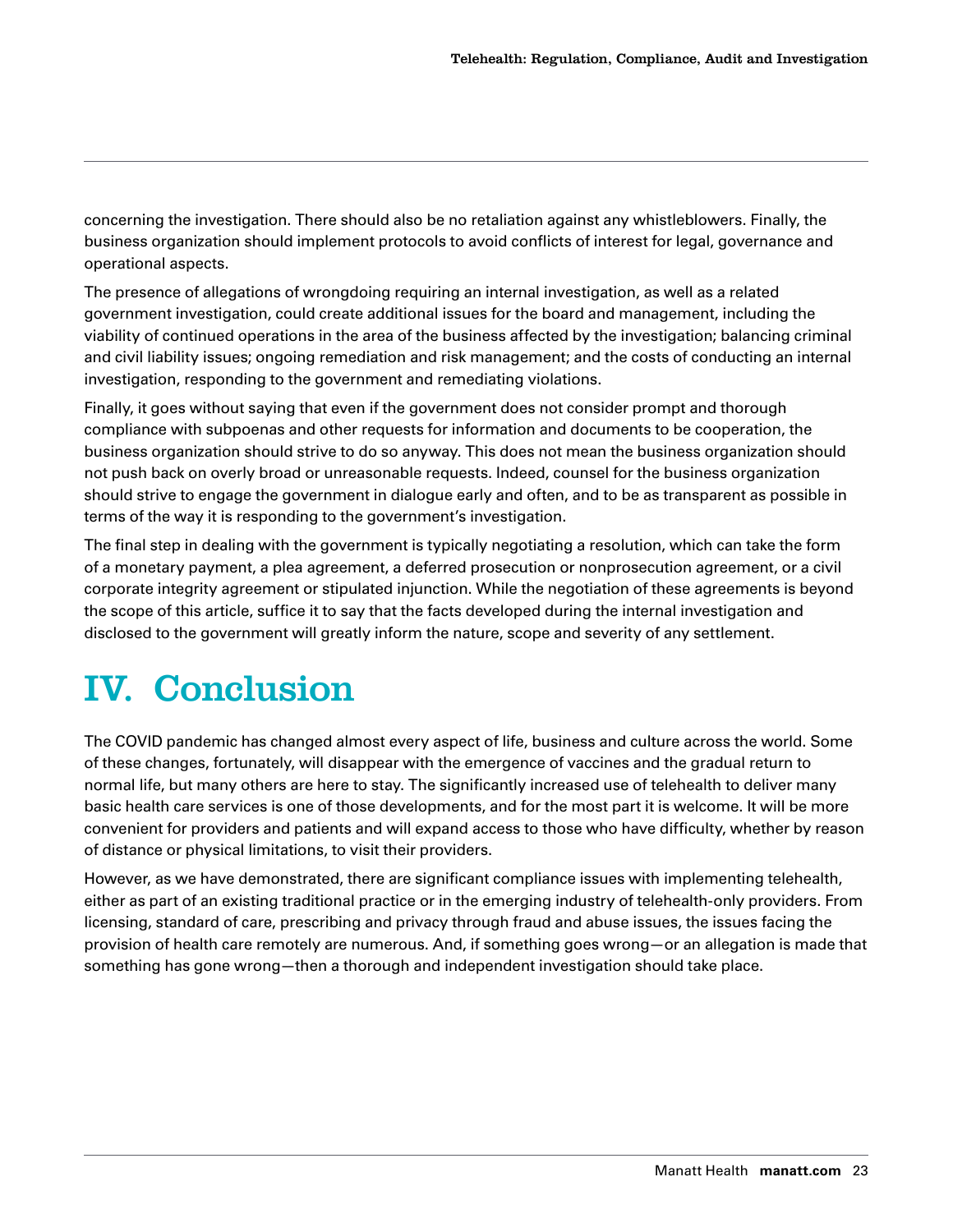concerning the investigation. There should also be no retaliation against any whistleblowers. Finally, the business organization should implement protocols to avoid conflicts of interest for legal, governance and operational aspects.

The presence of allegations of wrongdoing requiring an internal investigation, as well as a related government investigation, could create additional issues for the board and management, including the viability of continued operations in the area of the business affected by the investigation; balancing criminal and civil liability issues; ongoing remediation and risk management; and the costs of conducting an internal investigation, responding to the government and remediating violations.

Finally, it goes without saying that even if the government does not consider prompt and thorough compliance with subpoenas and other requests for information and documents to be cooperation, the business organization should strive to do so anyway. This does not mean the business organization should not push back on overly broad or unreasonable requests. Indeed, counsel for the business organization should strive to engage the government in dialogue early and often, and to be as transparent as possible in terms of the way it is responding to the government's investigation.

The final step in dealing with the government is typically negotiating a resolution, which can take the form of a monetary payment, a plea agreement, a deferred prosecution or nonprosecution agreement, or a civil corporate integrity agreement or stipulated injunction. While the negotiation of these agreements is beyond the scope of this article, suffice it to say that the facts developed during the internal investigation and disclosed to the government will greatly inform the nature, scope and severity of any settlement.

# IV. Conclusion

The COVID pandemic has changed almost every aspect of life, business and culture across the world. Some of these changes, fortunately, will disappear with the emergence of vaccines and the gradual return to normal life, but many others are here to stay. The significantly increased use of telehealth to deliver many basic health care services is one of those developments, and for the most part it is welcome. It will be more convenient for providers and patients and will expand access to those who have difficulty, whether by reason of distance or physical limitations, to visit their providers.

However, as we have demonstrated, there are significant compliance issues with implementing telehealth, either as part of an existing traditional practice or in the emerging industry of telehealth-only providers. From licensing, standard of care, prescribing and privacy through fraud and abuse issues, the issues facing the provision of health care remotely are numerous. And, if something goes wrong—or an allegation is made that something has gone wrong—then a thorough and independent investigation should take place.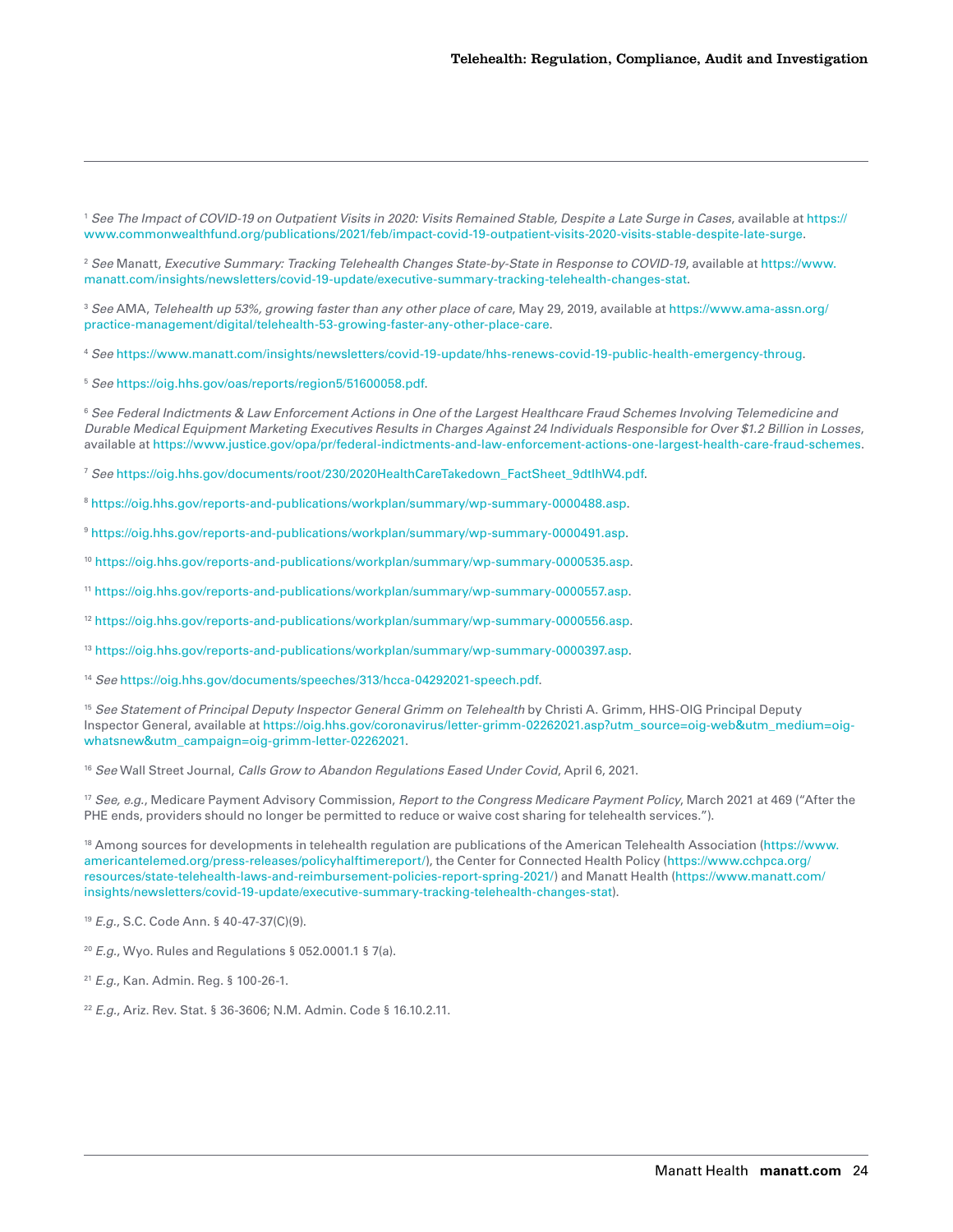[1] *See The Impact of COVID-19 on Outpatient Visits in 2020: Visits Remained Stable, Despite a Late Surge in Cases*, available at https://www.commonwealthfund.org/publications/2021/feb/impact-covid-19-outpatient-visits-2020-visits-stable-despite-late-surge.

[2] *See* Manatt, *Executive Summary: Tracking Telehealth Changes State-by-State in Response to COVID-19*, available at https://www.manatt.com/insights/newsletters/covid-19-update/executive-summary-tracking-telehealth-changes-stat.

[3] *See* AMA, *Telehealth up 53%, growing faster than any other place of care*, May 29, 2019, available at https://www.ama-assn.org/practice-management/digital/telehealth-53-growing-faster-any-other-place-care.

[4] *See* https://www.manatt.com/insights/newsletters/covid-19-update/hhs-renews-covid-19-public-health-emergency-throug.

[5] *See* https://oig.hhs.gov/oas/reports/region5/51600058.pdf.

[6] *See Federal Indictments & Law Enforcement Actions in One of the Largest Healthcare Fraud Schemes Involving Telemedicine and Durable Medical Equipment Marketing Executives Results in Charges Against 24 Individuals Responsible for Over $1.2 Billion in Losses*, available at https://www.justice.gov/opa/pr/federal-indictments-and-law-enforcement-actions-one-largest-health-care-fraud-schemes.

[7] *See* https://oig.hhs.gov/documents/root/230/2020HealthCareTakedown_FactSheet_9dtIhW4.pdf.

[8] https://oig.hhs.gov/reports-and-publications/workplan/summary/wp-summary-0000488.asp.

[9] https://oig.hhs.gov/reports-and-publications/workplan/summary/wp-summary-0000491.asp.

[10] https://oig.hhs.gov/reports-and-publications/workplan/summary/wp-summary-0000535.asp.

[11] https://oig.hhs.gov/reports-and-publications/workplan/summary/wp-summary-0000557.asp.

[12] https://oig.hhs.gov/reports-and-publications/workplan/summary/wp-summary-0000556.asp.

[13] https://oig.hhs.gov/reports-and-publications/workplan/summary/wp-summary-0000397.asp.

[14] *See* https://oig.hhs.gov/documents/speeches/313/hcca-04292021-speech.pdf.

[15] *See Statement of Principal Deputy Inspector General Grimm on Telehealth* by Christi A. Grimm, HHS-OIG Principal Deputy Inspector General, available at https://oig.hhs.gov/coronavirus/letter-grimm-02262021.asp?utm_source=oig-web&utm_medium=oig-whatsnew&utm_campaign=oig-grimm-letter-02262021.

[16] *See* Wall Street Journal, *Calls Grow to Abandon Regulations Eased Under Covid*, April 6, 2021.

[17] *See, e.g.*, Medicare Payment Advisory Commission, *Report to the Congress Medicare Payment Policy*, March 2021 at 469 ("After the PHE ends, providers should no longer be permitted to reduce or waive cost sharing for telehealth services.").

[18] Among sources for developments in telehealth regulation are publications of the American Telehealth Association (https://www.americantelemed.org/press-releases/policyhalftimereport/), the Center for Connected Health Policy (https://www.cchpca.org/resources/state-telehealth-laws-and-reimbursement-policies-report-spring-2021/) and Manatt Health (https://www.manatt.com/insights/newsletters/covid-19-update/executive-summary-tracking-telehealth-changes-stat).

[19] *E.g.*, S.C. Code Ann. § 40-47-37(C)(9).

[20] *E.g.*, Wyo. Rules and Regulations § 052.0001.1 § 7(a).

[21] *E.g.*, Kan. Admin. Reg. § 100-26-1.

[22] *E.g.*, Ariz. Rev. Stat. § 36-3606; N.M. Admin. Code § 16.10.2.11.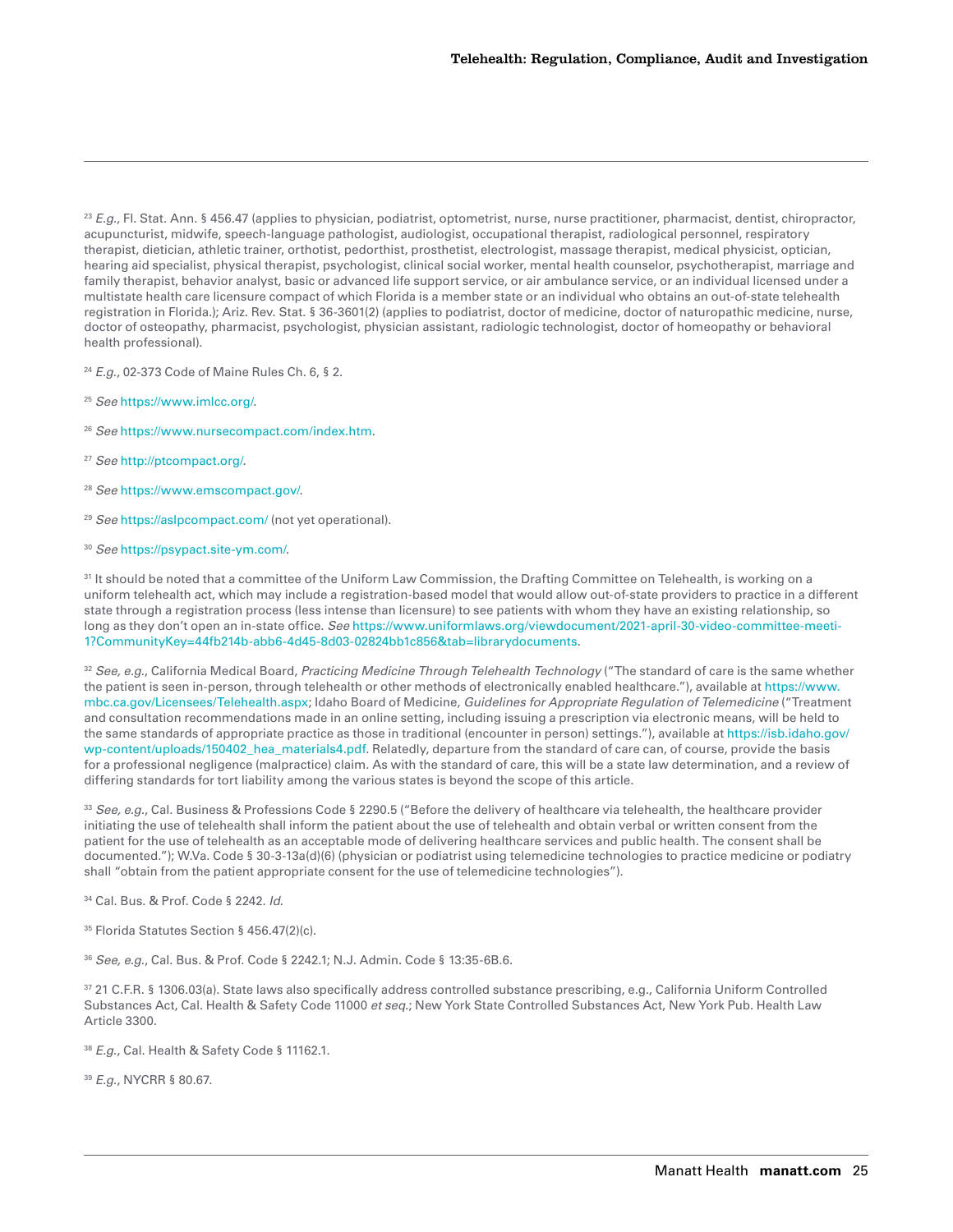[23] *E.g.*, Fl. Stat. Ann. § 456.47 (applies to physician, podiatrist, optometrist, nurse, nurse practitioner, pharmacist, dentist, chiropractor, acupuncturist, midwife, speech-language pathologist, audiologist, occupational therapist, radiological personnel, respiratory therapist, dietician, athletic trainer, orthotist, pedorthist, prosthetist, electrologist, massage therapist, medical physicist, optician, hearing aid specialist, physical therapist, psychologist, clinical social worker, mental health counselor, psychotherapist, marriage and family therapist, behavior analyst, basic or advanced life support service, or air ambulance service, or an individual licensed under a multistate health care licensure compact of which Florida is a member state or an individual who obtains an out-of-state telehealth registration in Florida.); Ariz. Rev. Stat. § 36-3601(2) (applies to podiatrist, doctor of medicine, doctor of naturopathic medicine, nurse, doctor of osteopathy, pharmacist, psychologist, physician assistant, radiologic technologist, doctor of homeopathy or behavioral health professional).

[24] *E.g.*, 02-373 Code of Maine Rules Ch. 6, § 2.

[25] *See* https://www.imlcc.org/.

[26] *See* https://www.nursecompact.com/index.htm.

[27] *See* http://ptcompact.org/.

[28] *See* https://www.emscompact.gov/.

[29] *See* https://aslpcompact.com/ (not yet operational).

[30] *See* https://psypact.site-ym.com/.

[31] It should be noted that a committee of the Uniform Law Commission, the Drafting Committee on Telehealth, is working on a uniform telehealth act, which may include a registration-based model that would allow out-of-state providers to practice in a different state through a registration process (less intense than licensure) to see patients with whom they have an existing relationship, so long as they don't open an in-state office. *See* https://www.uniformlaws.org/viewdocument/2021-april-30-video-committee-meeti-1?CommunityKey=44fb214b-abb6-4d45-8d03-02824bb1c856&tab=librarydocuments.

[32] *See, e.g.*, California Medical Board, *Practicing Medicine Through Telehealth Technology* ("The standard of care is the same whether the patient is seen in-person, through telehealth or other methods of electronically enabled healthcare."), available at https://www.mbc.ca.gov/Licensees/Telehealth.aspx; Idaho Board of Medicine, *Guidelines for Appropriate Regulation of Telemedicine* ("Treatment and consultation recommendations made in an online setting, including issuing a prescription via electronic means, will be held to the same standards of appropriate practice as those in traditional (encounter in person) settings."), available at https://isb.idaho.gov/wp-content/uploads/150402_hea_materials4.pdf. Relatedly, departure from the standard of care can, of course, provide the basis for a professional negligence (malpractice) claim. As with the standard of care, this will be a state law determination, and a review of differing standards for tort liability among the various states is beyond the scope of this article.

[33] *See, e.g.*, Cal. Business & Professions Code § 2290.5 ("Before the delivery of healthcare via telehealth, the healthcare provider initiating the use of telehealth shall inform the patient about the use of telehealth and obtain verbal or written consent from the patient for the use of telehealth as an acceptable mode of delivering healthcare services and public health. The consent shall be documented."); W.Va. Code § 30-3-13a(d)(6) (physician or podiatrist using telemedicine technologies to practice medicine or podiatry shall "obtain from the patient appropriate consent for the use of telemedicine technologies").

[34] Cal. Bus. & Prof. Code § 2242. *Id.*

[35] Florida Statutes Section § 456.47(2)(c).

[36] *See, e.g.*, Cal. Bus. & Prof. Code § 2242.1; N.J. Admin. Code § 13:35-6B.6.

[37] 21 C.F.R. § 1306.03(a). State laws also specifically address controlled substance prescribing, e.g., California Uniform Controlled Substances Act, Cal. Health & Safety Code 11000 *et seq.*; New York State Controlled Substances Act, New York Pub. Health Law Article 3300.

[38] *E.g.*, Cal. Health & Safety Code § 11162.1.

[39] *E.g.*, NYCRR § 80.67.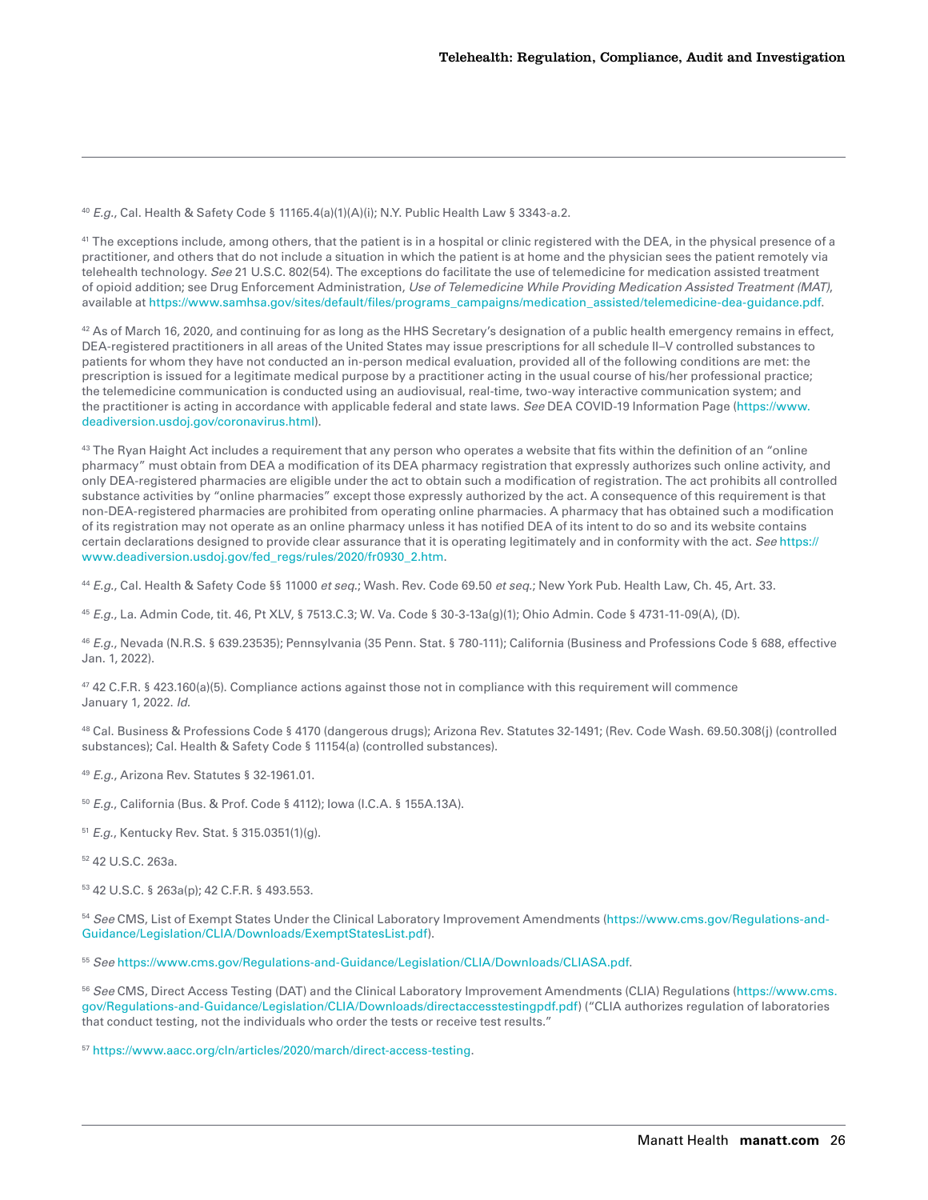[40] *E.g.*, Cal. Health & Safety Code § 11165.4(a)(1)(A)(i); N.Y. Public Health Law § 3343-a.2.

[41] The exceptions include, among others, that the patient is in a hospital or clinic registered with the DEA, in the physical presence of a practitioner, and others that do not include a situation in which the patient is at home and the physician sees the patient remotely via telehealth technology. *See* 21 U.S.C. 802(54). The exceptions do facilitate the use of telemedicine for medication assisted treatment of opioid addition; see Drug Enforcement Administration, *Use of Telemedicine While Providing Medication Assisted Treatment (MAT)*, available at https://www.samhsa.gov/sites/default/files/programs_campaigns/medication_assisted/telemedicine-dea-guidance.pdf.

[42] As of March 16, 2020, and continuing for as long as the HHS Secretary's designation of a public health emergency remains in effect, DEA-registered practitioners in all areas of the United States may issue prescriptions for all schedule II–V controlled substances to patients for whom they have not conducted an in-person medical evaluation, provided all of the following conditions are met: the prescription is issued for a legitimate medical purpose by a practitioner acting in the usual course of his/her professional practice; the telemedicine communication is conducted using an audiovisual, real-time, two-way interactive communication system; and the practitioner is acting in accordance with applicable federal and state laws. *See* DEA COVID-19 Information Page (https://www.deadiversion.usdoj.gov/coronavirus.html).

[43] The Ryan Haight Act includes a requirement that any person who operates a website that fits within the definition of an "online pharmacy" must obtain from DEA a modification of its DEA pharmacy registration that expressly authorizes such online activity, and only DEA-registered pharmacies are eligible under the act to obtain such a modification of registration. The act prohibits all controlled substance activities by "online pharmacies" except those expressly authorized by the act. A consequence of this requirement is that non-DEA-registered pharmacies are prohibited from operating online pharmacies. A pharmacy that has obtained such a modification of its registration may not operate as an online pharmacy unless it has notified DEA of its intent to do so and its website contains certain declarations designed to provide clear assurance that it is operating legitimately and in conformity with the act. *See* https://www.deadiversion.usdoj.gov/fed_regs/rules/2020/fr0930_2.htm.

[44] *E.g.*, Cal. Health & Safety Code §§ 11000 *et seq.*; Wash. Rev. Code 69.50 *et seq.*; New York Pub. Health Law, Ch. 45, Art. 33.

[45] *E.g.*, La. Admin Code, tit. 46, Pt XLV, § 7513.C.3; W. Va. Code § 30-3-13a(g)(1); Ohio Admin. Code § 4731-11-09(A), (D).

[46] *E.g.*, Nevada (N.R.S. § 639.23535); Pennsylvania (35 Penn. Stat. § 780-111); California (Business and Professions Code § 688, effective Jan. 1, 2022).

[47] 42 C.F.R. § 423.160(a)(5). Compliance actions against those not in compliance with this requirement will commence January 1, 2022. *Id.*

[48] Cal. Business & Professions Code § 4170 (dangerous drugs); Arizona Rev. Statutes 32-1491; (Rev. Code Wash. 69.50.308(j) (controlled substances); Cal. Health & Safety Code § 11154(a) (controlled substances).

[49] *E.g.*, Arizona Rev. Statutes § 32-1961.01.

[50] *E.g.*, California (Bus. & Prof. Code § 4112); Iowa (I.C.A. § 155A.13A).

[51] *E.g.*, Kentucky Rev. Stat. § 315.0351(1)(g).

[52] 42 U.S.C. 263a.

[53] 42 U.S.C. § 263a(p); 42 C.F.R. § 493.553.

[54] *See* CMS, List of Exempt States Under the Clinical Laboratory Improvement Amendments (https://www.cms.gov/Regulations-and-Guidance/Legislation/CLIA/Downloads/ExemptStatesList.pdf).

[55] *See* https://www.cms.gov/Regulations-and-Guidance/Legislation/CLIA/Downloads/CLIASA.pdf.

[56] *See* CMS, Direct Access Testing (DAT) and the Clinical Laboratory Improvement Amendments (CLIA) Regulations (https://www.cms.gov/Regulations-and-Guidance/Legislation/CLIA/Downloads/directaccesstestingpdf.pdf) ("CLIA authorizes regulation of laboratories that conduct testing, not the individuals who order the tests or receive test results."

[57] https://www.aacc.org/cln/articles/2020/march/direct-access-testing.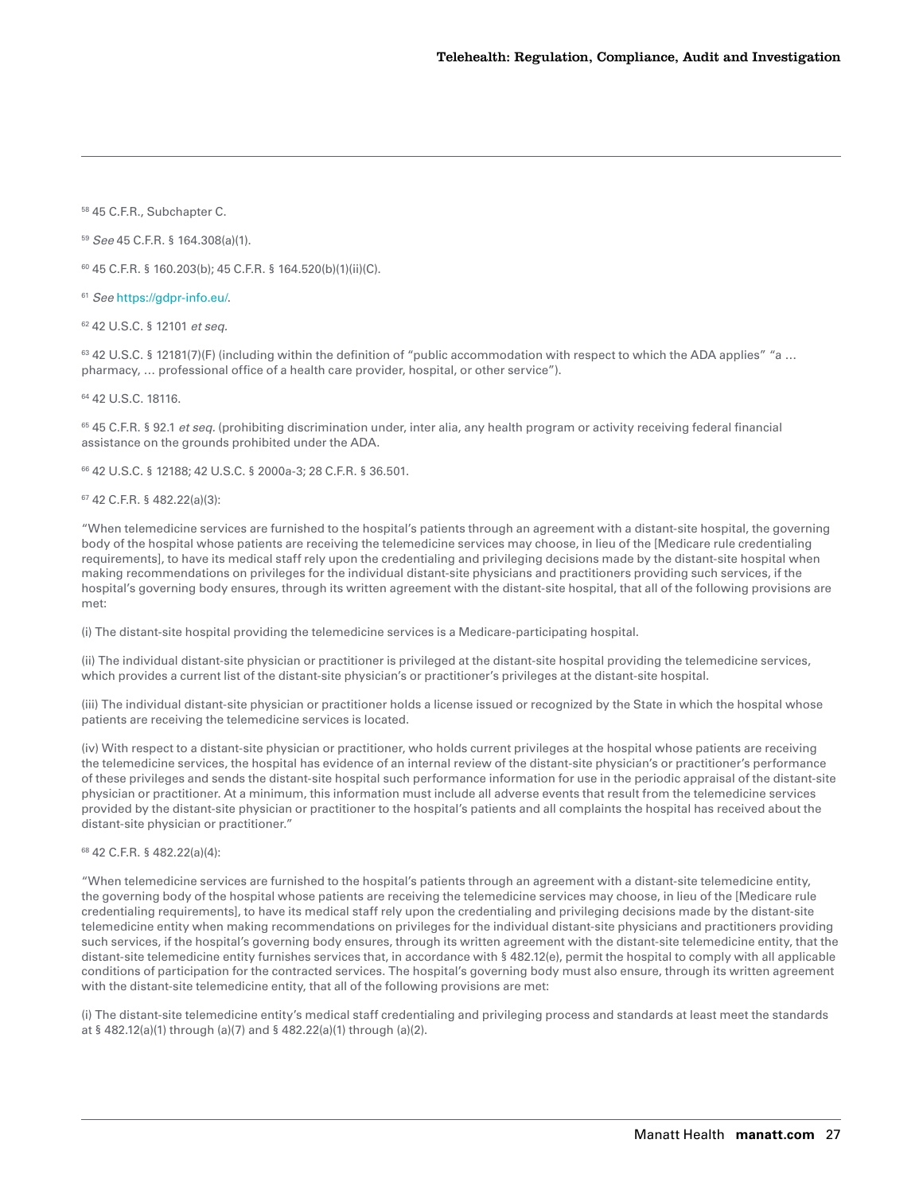[58] 45 C.F.R., Subchapter C.

[59] *See* 45 C.F.R. § 164.308(a)(1).

[60] 45 C.F.R. § 160.203(b); 45 C.F.R. § 164.520(b)(1)(ii)(C).

[61] *See* https://gdpr-info.eu/.

[62] 42 U.S.C. § 12101 *et seq.*

[63] 42 U.S.C. § 12181(7)(F) (including within the definition of "public accommodation with respect to which the ADA applies" "a … pharmacy, … professional office of a health care provider, hospital, or other service").

[64] 42 U.S.C. 18116.

[65] 45 C.F.R. § 92.1 *et seq.* (prohibiting discrimination under, inter alia, any health program or activity receiving federal financial assistance on the grounds prohibited under the ADA.

[66] 42 U.S.C. § 12188; 42 U.S.C. § 2000a-3; 28 C.F.R. § 36.501.

[67] 42 C.F.R. § 482.22(a)(3):

"When telemedicine services are furnished to the hospital's patients through an agreement with a distant-site hospital, the governing body of the hospital whose patients are receiving the telemedicine services may choose, in lieu of the [Medicare rule credentialing requirements], to have its medical staff rely upon the credentialing and privileging decisions made by the distant-site hospital when making recommendations on privileges for the individual distant-site physicians and practitioners providing such services, if the hospital's governing body ensures, through its written agreement with the distant-site hospital, that all of the following provisions are met:

(i) The distant-site hospital providing the telemedicine services is a Medicare-participating hospital.

(ii) The individual distant-site physician or practitioner is privileged at the distant-site hospital providing the telemedicine services, which provides a current list of the distant-site physician's or practitioner's privileges at the distant-site hospital.

(iii) The individual distant-site physician or practitioner holds a license issued or recognized by the State in which the hospital whose patients are receiving the telemedicine services is located.

(iv) With respect to a distant-site physician or practitioner, who holds current privileges at the hospital whose patients are receiving the telemedicine services, the hospital has evidence of an internal review of the distant-site physician's or practitioner's performance of these privileges and sends the distant-site hospital such performance information for use in the periodic appraisal of the distant-site physician or practitioner. At a minimum, this information must include all adverse events that result from the telemedicine services provided by the distant-site physician or practitioner to the hospital's patients and all complaints the hospital has received about the distant-site physician or practitioner."

[68] 42 C.F.R. § 482.22(a)(4):

"When telemedicine services are furnished to the hospital's patients through an agreement with a distant-site telemedicine entity, the governing body of the hospital whose patients are receiving the telemedicine services may choose, in lieu of the [Medicare rule credentialing requirements], to have its medical staff rely upon the credentialing and privileging decisions made by the distant-site telemedicine entity when making recommendations on privileges for the individual distant-site physicians and practitioners providing such services, if the hospital's governing body ensures, through its written agreement with the distant-site telemedicine entity, that the distant-site telemedicine entity furnishes services that, in accordance with § 482.12(e), permit the hospital to comply with all applicable conditions of participation for the contracted services. The hospital's governing body must also ensure, through its written agreement with the distant-site telemedicine entity, that all of the following provisions are met:

(i) The distant-site telemedicine entity's medical staff credentialing and privileging process and standards at least meet the standards at § 482.12(a)(1) through (a)(7) and § 482.22(a)(1) through (a)(2).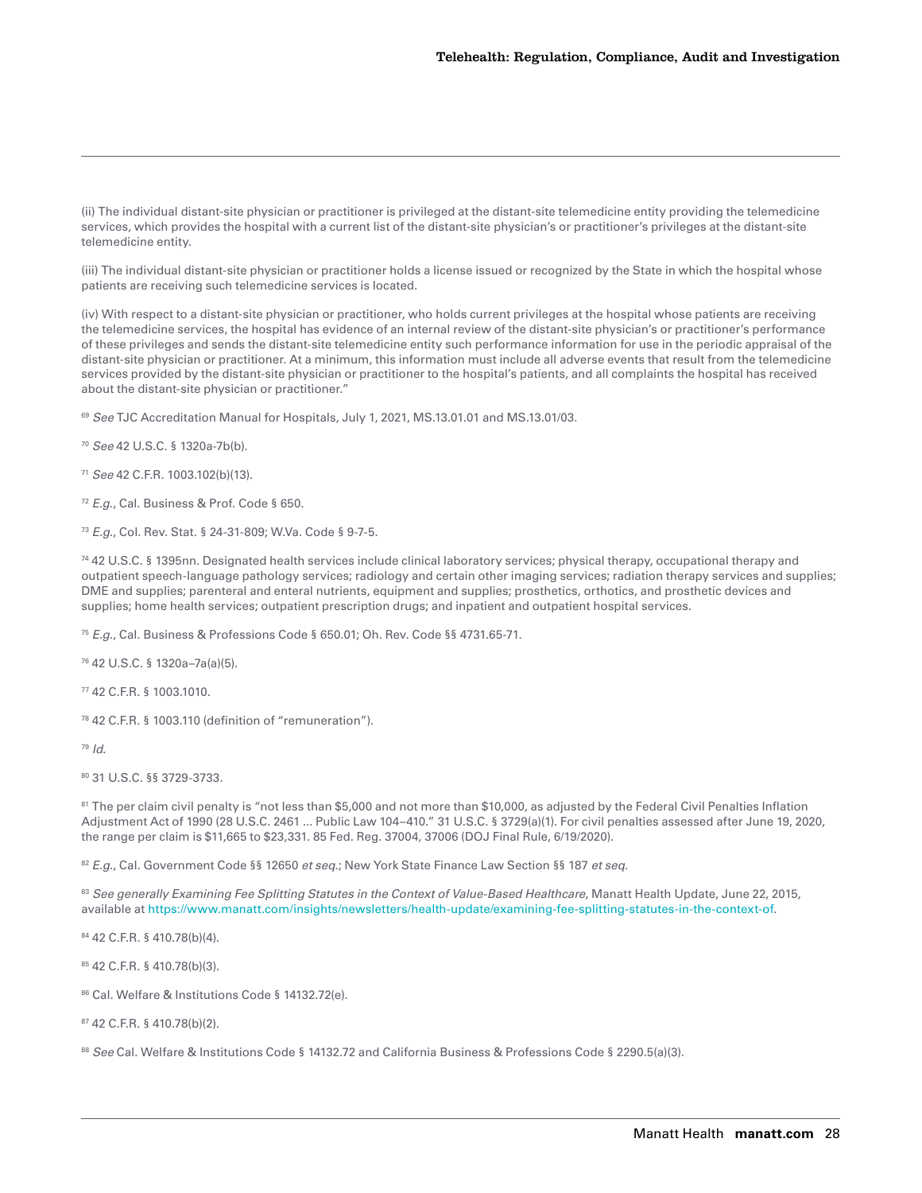(ii) The individual distant-site physician or practitioner is privileged at the distant-site telemedicine entity providing the telemedicine services, which provides the hospital with a current list of the distant-site physician's or practitioner's privileges at the distant-site telemedicine entity.

(iii) The individual distant-site physician or practitioner holds a license issued or recognized by the State in which the hospital whose patients are receiving such telemedicine services is located.

(iv) With respect to a distant-site physician or practitioner, who holds current privileges at the hospital whose patients are receiving the telemedicine services, the hospital has evidence of an internal review of the distant-site physician's or practitioner's performance of these privileges and sends the distant-site telemedicine entity such performance information for use in the periodic appraisal of the distant-site physician or practitioner. At a minimum, this information must include all adverse events that result from the telemedicine services provided by the distant-site physician or practitioner to the hospital's patients, and all complaints the hospital has received about the distant-site physician or practitioner."

[69] *See* TJC Accreditation Manual for Hospitals, July 1, 2021, MS.13.01.01 and MS.13.01/03.

[70] *See* 42 U.S.C. § 1320a-7b(b).

[71] *See* 42 C.F.R. 1003.102(b)(13).

[72] *E.g.*, Cal. Business & Prof. Code § 650.

[73] *E.g.*, Col. Rev. Stat. § 24-31-809; W.Va. Code § 9-7-5.

[74] 42 U.S.C. § 1395nn. Designated health services include clinical laboratory services; physical therapy, occupational therapy and outpatient speech-language pathology services; radiology and certain other imaging services; radiation therapy services and supplies; DME and supplies; parenteral and enteral nutrients, equipment and supplies; prosthetics, orthotics, and prosthetic devices and supplies; home health services; outpatient prescription drugs; and inpatient and outpatient hospital services.

[75] *E.g.*, Cal. Business & Professions Code § 650.01; Oh. Rev. Code §§ 4731.65-71.

[76] 42 U.S.C. § 1320a–7a(a)(5).

[77] 42 C.F.R. § 1003.1010.

[78] 42 C.F.R. § 1003.110 (definition of "remuneration").

[79] *Id.*

[80] 31 U.S.C. §§ 3729-3733.

[81] The per claim civil penalty is "not less than $5,000 and not more than $10,000, as adjusted by the Federal Civil Penalties Inflation Adjustment Act of 1990 (28 U.S.C. 2461 ... Public Law 104–410." 31 U.S.C. § 3729(a)(1). For civil penalties assessed after June 19, 2020, the range per claim is $11,665 to $23,331. 85 Fed. Reg. 37004, 37006 (DOJ Final Rule, 6/19/2020).

[82] *E.g.*, Cal. Government Code §§ 12650 *et seq.*; New York State Finance Law Section §§ 187 *et seq.*

[83] *See generally Examining Fee Splitting Statutes in the Context of Value-Based Healthcare*, Manatt Health Update, June 22, 2015, available at https://www.manatt.com/insights/newsletters/health-update/examining-fee-splitting-statutes-in-the-context-of.

[84] 42 C.F.R. § 410.78(b)(4).

[85] 42 C.F.R. § 410.78(b)(3).

[86] Cal. Welfare & Institutions Code § 14132.72(e).

[87] 42 C.F.R. § 410.78(b)(2).

[88] *See* Cal. Welfare & Institutions Code § 14132.72 and California Business & Professions Code § 2290.5(a)(3).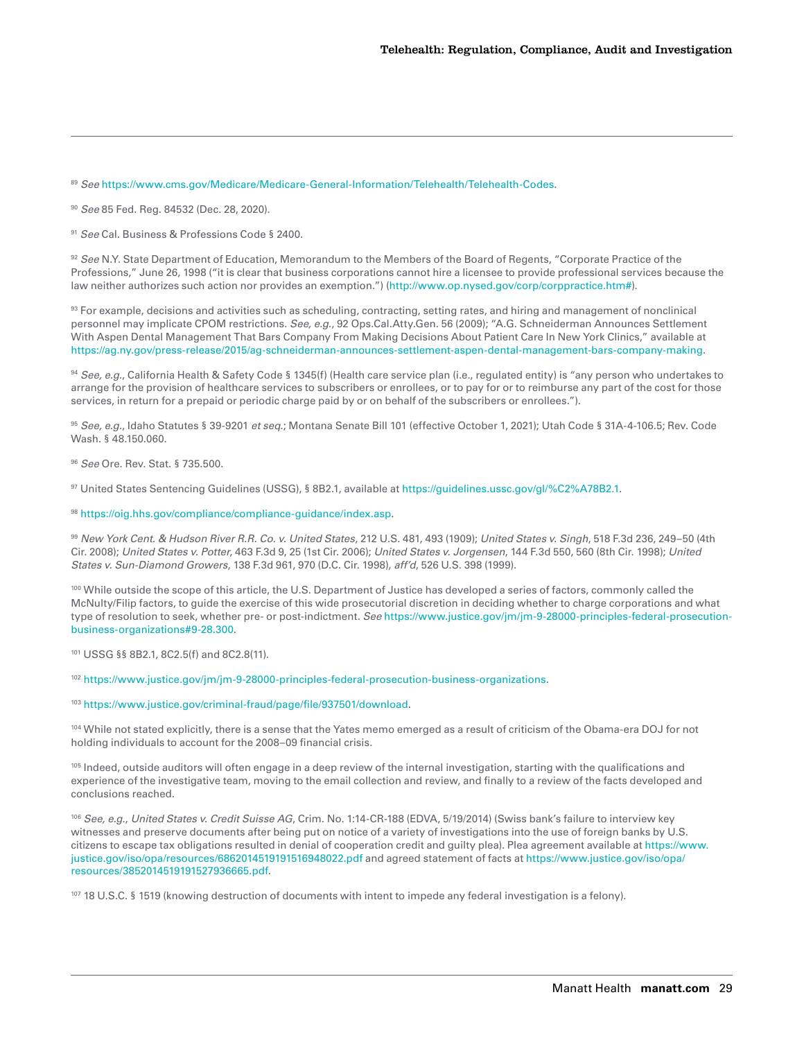[89] *See* https://www.cms.gov/Medicare/Medicare-General-Information/Telehealth/Telehealth-Codes.

[90] *See* 85 Fed. Reg. 84532 (Dec. 28, 2020).

[91] *See* Cal. Business & Professions Code § 2400.

[92] *See* N.Y. State Department of Education, Memorandum to the Members of the Board of Regents, "Corporate Practice of the Professions," June 26, 1998 ("it is clear that business corporations cannot hire a licensee to provide professional services because the law neither authorizes such action nor provides an exemption.") (http://www.op.nysed.gov/corp/corppractice.htm#).

[93] For example, decisions and activities such as scheduling, contracting, setting rates, and hiring and management of nonclinical personnel may implicate CPOM restrictions. *See, e.g.*, 92 Ops.Cal.Atty.Gen. 56 (2009); "A.G. Schneiderman Announces Settlement With Aspen Dental Management That Bars Company From Making Decisions About Patient Care In New York Clinics," available at https://ag.ny.gov/press-release/2015/ag-schneiderman-announces-settlement-aspen-dental-management-bars-company-making.

[94] *See, e.g.*, California Health & Safety Code § 1345(f) (Health care service plan (i.e., regulated entity) is "any person who undertakes to arrange for the provision of healthcare services to subscribers or enrollees, or to pay for or to reimburse any part of the cost for those services, in return for a prepaid or periodic charge paid by or on behalf of the subscribers or enrollees.").

[95] *See, e.g.*, Idaho Statutes § 39-9201 *et seq.*; Montana Senate Bill 101 (effective October 1, 2021); Utah Code § 31A-4-106.5; Rev. Code Wash. § 48.150.060.

[96] *See* Ore. Rev. Stat. § 735.500.

[97] United States Sentencing Guidelines (USSG), § 8B2.1, available at https://guidelines.ussc.gov/gl/%C2%A78B2.1.

[98] https://oig.hhs.gov/compliance/compliance-guidance/index.asp.

[99] *New York Cent. & Hudson River R.R. Co. v. United States*, 212 U.S. 481, 493 (1909); *United States v. Singh*, 518 F.3d 236, 249–50 (4th Cir. 2008); *United States v. Potter*, 463 F.3d 9, 25 (1st Cir. 2006); *United States v. Jorgensen*, 144 F.3d 550, 560 (8th Cir. 1998); *United States v. Sun-Diamond Growers*, 138 F.3d 961, 970 (D.C. Cir. 1998), *aff'd*, 526 U.S. 398 (1999).

[100] While outside the scope of this article, the U.S. Department of Justice has developed a series of factors, commonly called the McNulty/Filip factors, to guide the exercise of this wide prosecutorial discretion in deciding whether to charge corporations and what type of resolution to seek, whether pre- or post-indictment. *See* https://www.justice.gov/jm/jm-9-28000-principles-federal-prosecution-business-organizations#9-28.300.

[101] USSG §§ 8B2.1, 8C2.5(f) and 8C2.8(11).

[102] https://www.justice.gov/jm/jm-9-28000-principles-federal-prosecution-business-organizations.

[103] https://www.justice.gov/criminal-fraud/page/file/937501/download.

[104] While not stated explicitly, there is a sense that the Yates memo emerged as a result of criticism of the Obama-era DOJ for not holding individuals to account for the 2008–09 financial crisis.

[105] Indeed, outside auditors will often engage in a deep review of the internal investigation, starting with the qualifications and experience of the investigative team, moving to the email collection and review, and finally to a review of the facts developed and conclusions reached.

[106] *See, e.g.*, *United States v. Credit Suisse AG*, Crim. No. 1:14-CR-188 (EDVA, 5/19/2014) (Swiss bank's failure to interview key witnesses and preserve documents after being put on notice of a variety of investigations into the use of foreign banks by U.S. citizens to escape tax obligations resulted in denial of cooperation credit and guilty plea). Plea agreement available at https://www.justice.gov/iso/opa/resources/6862014519191516948022.pdf and agreed statement of facts at https://www.justice.gov/iso/opa/resources/3852014519191527936665.pdf.

[107] 18 U.S.C. § 1519 (knowing destruction of documents with intent to impede any federal investigation is a felony).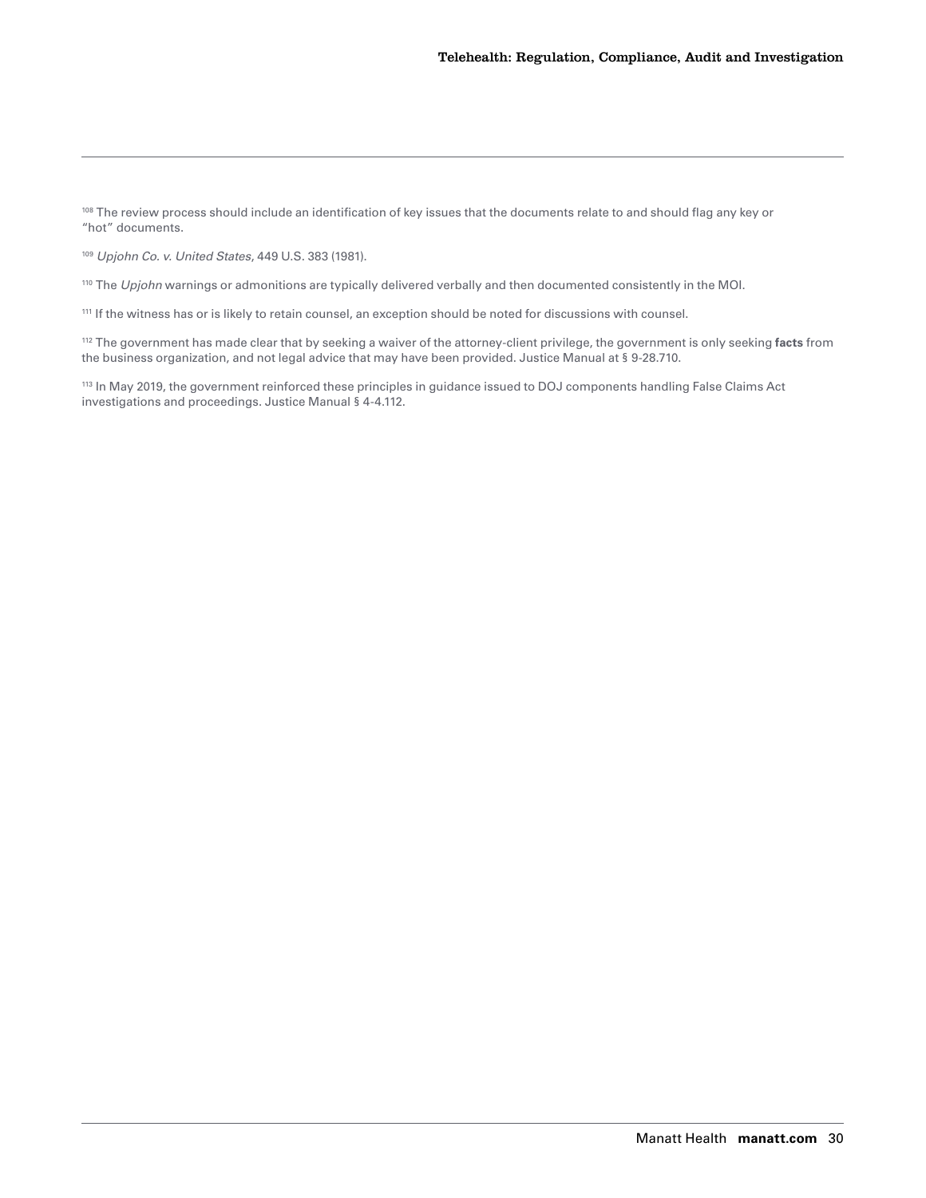[108] The review process should include an identification of key issues that the documents relate to and should flag any key or "hot" documents.

[109] *Upjohn Co. v. United States*, 449 U.S. 383 (1981).

[110] The *Upjohn* warnings or admonitions are typically delivered verbally and then documented consistently in the MOI.

[111] If the witness has or is likely to retain counsel, an exception should be noted for discussions with counsel.

[112] The government has made clear that by seeking a waiver of the attorney-client privilege, the government is only seeking **facts** from the business organization, and not legal advice that may have been provided. Justice Manual at § 9-28.710.

[113] In May 2019, the government reinforced these principles in guidance issued to DOJ components handling False Claims Act investigations and proceedings. Justice Manual § 4-4.112.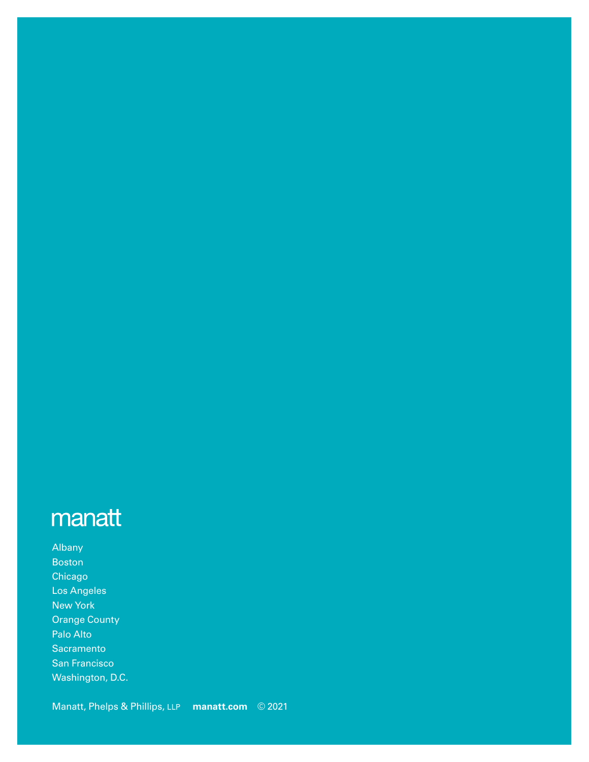manatt

Albany
Boston
Chicago
Los Angeles
New York
Orange County
Palo Alto
Sacramento
San Francisco
Washington, D.C.

Manatt, Phelps & Phillips, LLP **manatt.com** © 2021